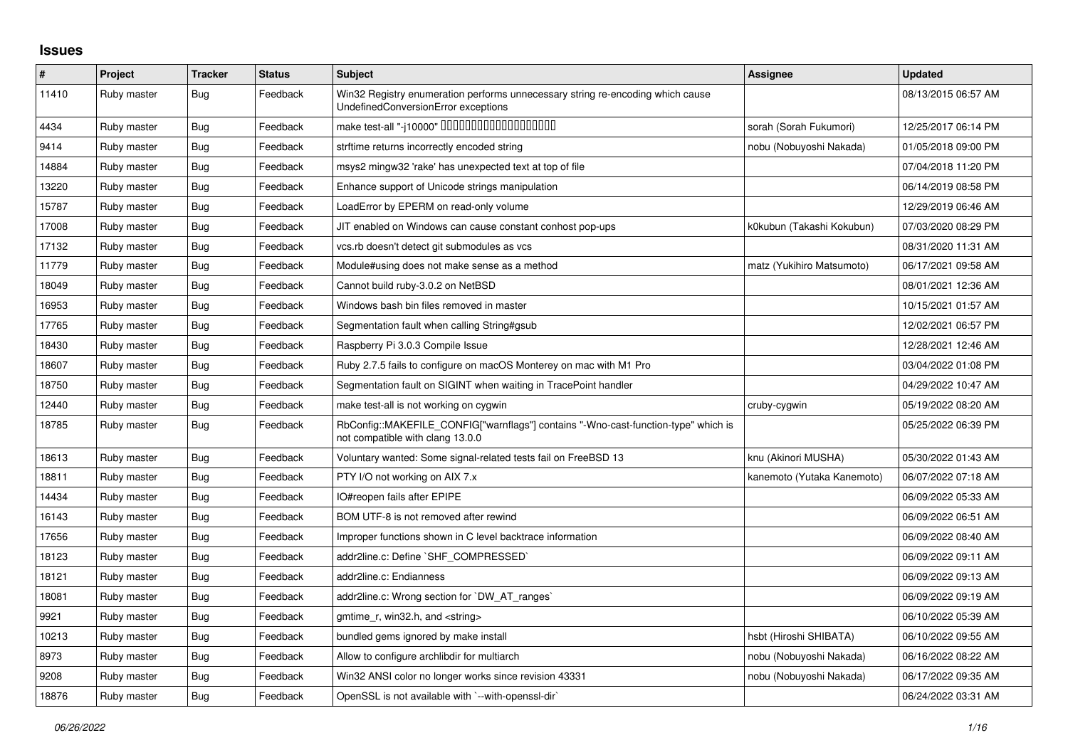# Issues

| # | Project | Tracker | Status | Subject | Assignee | Updated |
|---|---|---|---|---|---|---|
| 11410 | Ruby master | Bug | Feedback | Win32 Registry enumeration performs unnecessary string re-encoding which cause UndefinedConversionError exceptions | | 08/13/2015 06:57 AM |
| 4434 | Ruby master | Bug | Feedback | make test-all "-j10000" 0000000000000000000 | sorah (Sorah Fukumori) | 12/25/2017 06:14 PM |
| 9414 | Ruby master | Bug | Feedback | strftime returns incorrectly encoded string | nobu (Nobuyoshi Nakada) | 01/05/2018 09:00 PM |
| 14884 | Ruby master | Bug | Feedback | msys2 mingw32 'rake' has unexpected text at top of file | | 07/04/2018 11:20 PM |
| 13220 | Ruby master | Bug | Feedback | Enhance support of Unicode strings manipulation | | 06/14/2019 08:58 PM |
| 15787 | Ruby master | Bug | Feedback | LoadError by EPERM on read-only volume | | 12/29/2019 06:46 AM |
| 17008 | Ruby master | Bug | Feedback | JIT enabled on Windows can cause constant conhost pop-ups | k0kubun (Takashi Kokubun) | 07/03/2020 08:29 PM |
| 17132 | Ruby master | Bug | Feedback | vcs.rb doesn't detect git submodules as vcs | | 08/31/2020 11:31 AM |
| 11779 | Ruby master | Bug | Feedback | Module#using does not make sense as a method | matz (Yukihiro Matsumoto) | 06/17/2021 09:58 AM |
| 18049 | Ruby master | Bug | Feedback | Cannot build ruby-3.0.2 on NetBSD | | 08/01/2021 12:36 AM |
| 16953 | Ruby master | Bug | Feedback | Windows bash bin files removed in master | | 10/15/2021 01:57 AM |
| 17765 | Ruby master | Bug | Feedback | Segmentation fault when calling String#gsub | | 12/02/2021 06:57 PM |
| 18430 | Ruby master | Bug | Feedback | Raspberry Pi 3.0.3 Compile Issue | | 12/28/2021 12:46 AM |
| 18607 | Ruby master | Bug | Feedback | Ruby 2.7.5 fails to configure on macOS Monterey on mac with M1 Pro | | 03/04/2022 01:08 PM |
| 18750 | Ruby master | Bug | Feedback | Segmentation fault on SIGINT when waiting in TracePoint handler | | 04/29/2022 10:47 AM |
| 12440 | Ruby master | Bug | Feedback | make test-all is not working on cygwin | cruby-cygwin | 05/19/2022 08:20 AM |
| 18785 | Ruby master | Bug | Feedback | RbConfig::MAKEFILE_CONFIG["warnflags"] contains "-Wno-cast-function-type" which is not compatible with clang 13.0.0 | | 05/25/2022 06:39 PM |
| 18613 | Ruby master | Bug | Feedback | Voluntary wanted: Some signal-related tests fail on FreeBSD 13 | knu (Akinori MUSHA) | 05/30/2022 01:43 AM |
| 18811 | Ruby master | Bug | Feedback | PTY I/O not working on AIX 7.x | kanemoto (Yutaka Kanemoto) | 06/07/2022 07:18 AM |
| 14434 | Ruby master | Bug | Feedback | IO#reopen fails after EPIPE | | 06/09/2022 05:33 AM |
| 16143 | Ruby master | Bug | Feedback | BOM UTF-8 is not removed after rewind | | 06/09/2022 06:51 AM |
| 17656 | Ruby master | Bug | Feedback | Improper functions shown in C level backtrace information | | 06/09/2022 08:40 AM |
| 18123 | Ruby master | Bug | Feedback | addr2line.c: Define `SHF_COMPRESSED` | | 06/09/2022 09:11 AM |
| 18121 | Ruby master | Bug | Feedback | addr2line.c: Endianness | | 06/09/2022 09:13 AM |
| 18081 | Ruby master | Bug | Feedback | addr2line.c: Wrong section for `DW_AT_ranges` | | 06/09/2022 09:19 AM |
| 9921 | Ruby master | Bug | Feedback | gmtime_r, win32.h, and <string> | | 06/10/2022 05:39 AM |
| 10213 | Ruby master | Bug | Feedback | bundled gems ignored by make install | hsbt (Hiroshi SHIBATA) | 06/10/2022 09:55 AM |
| 8973 | Ruby master | Bug | Feedback | Allow to configure archlibdir for multiarch | nobu (Nobuyoshi Nakada) | 06/16/2022 08:22 AM |
| 9208 | Ruby master | Bug | Feedback | Win32 ANSI color no longer works since revision 43331 | nobu (Nobuyoshi Nakada) | 06/17/2022 09:35 AM |
| 18876 | Ruby master | Bug | Feedback | OpenSSL is not available with `--with-openssl-dir` | | 06/24/2022 03:31 AM |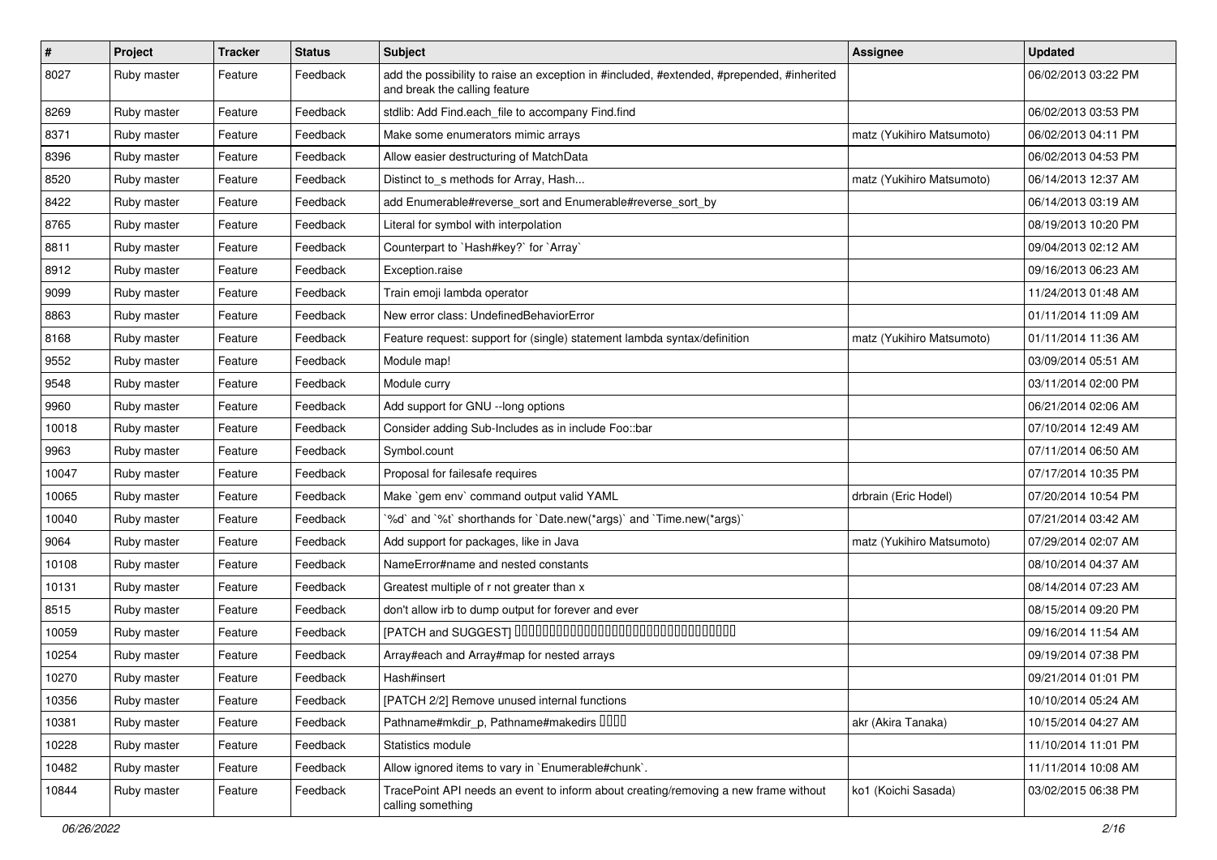| # | Project | Tracker | Status | Subject | Assignee | Updated |
|---|---|---|---|---|---|---|
| 8027 | Ruby master | Feature | Feedback | add the possibility to raise an exception in #included, #extended, #prepended, #inherited and break the calling feature | | 06/02/2013 03:22 PM |
| 8269 | Ruby master | Feature | Feedback | stdlib: Add Find.each_file to accompany Find.find | | 06/02/2013 03:53 PM |
| 8371 | Ruby master | Feature | Feedback | Make some enumerators mimic arrays | matz (Yukihiro Matsumoto) | 06/02/2013 04:11 PM |
| 8396 | Ruby master | Feature | Feedback | Allow easier destructuring of MatchData | | 06/02/2013 04:53 PM |
| 8520 | Ruby master | Feature | Feedback | Distinct to_s methods for Array, Hash... | matz (Yukihiro Matsumoto) | 06/14/2013 12:37 AM |
| 8422 | Ruby master | Feature | Feedback | add Enumerable#reverse_sort and Enumerable#reverse_sort_by | | 06/14/2013 03:19 AM |
| 8765 | Ruby master | Feature | Feedback | Literal for symbol with interpolation | | 08/19/2013 10:20 PM |
| 8811 | Ruby master | Feature | Feedback | Counterpart to `Hash#key?` for `Array` | | 09/04/2013 02:12 AM |
| 8912 | Ruby master | Feature | Feedback | Exception.raise | | 09/16/2013 06:23 AM |
| 9099 | Ruby master | Feature | Feedback | Train emoji lambda operator | | 11/24/2013 01:48 AM |
| 8863 | Ruby master | Feature | Feedback | New error class: UndefinedBehaviorError | | 01/11/2014 11:09 AM |
| 8168 | Ruby master | Feature | Feedback | Feature request: support for (single) statement lambda syntax/definition | matz (Yukihiro Matsumoto) | 01/11/2014 11:36 AM |
| 9552 | Ruby master | Feature | Feedback | Module map! | | 03/09/2014 05:51 AM |
| 9548 | Ruby master | Feature | Feedback | Module curry | | 03/11/2014 02:00 PM |
| 9960 | Ruby master | Feature | Feedback | Add support for GNU --long options | | 06/21/2014 02:06 AM |
| 10018 | Ruby master | Feature | Feedback | Consider adding Sub-Includes as in include Foo::bar | | 07/10/2014 12:49 AM |
| 9963 | Ruby master | Feature | Feedback | Symbol.count | | 07/11/2014 06:50 AM |
| 10047 | Ruby master | Feature | Feedback | Proposal for failesafe requires | | 07/17/2014 10:35 PM |
| 10065 | Ruby master | Feature | Feedback | Make `gem env` command output valid YAML | drbrain (Eric Hodel) | 07/20/2014 10:54 PM |
| 10040 | Ruby master | Feature | Feedback | `%d` and `%t` shorthands for `Date.new(*args)` and `Time.new(*args)` | | 07/21/2014 03:42 AM |
| 9064 | Ruby master | Feature | Feedback | Add support for packages, like in Java | matz (Yukihiro Matsumoto) | 07/29/2014 02:07 AM |
| 10108 | Ruby master | Feature | Feedback | NameError#name and nested constants | | 08/10/2014 04:37 AM |
| 10131 | Ruby master | Feature | Feedback | Greatest multiple of r not greater than x | | 08/14/2014 07:23 AM |
| 8515 | Ruby master | Feature | Feedback | don't allow irb to dump output for forever and ever | | 08/15/2014 09:20 PM |
| 10059 | Ruby master | Feature | Feedback | [PATCH and SUGGEST] ���������������������������������� | | 09/16/2014 11:54 AM |
| 10254 | Ruby master | Feature | Feedback | Array#each and Array#map for nested arrays | | 09/19/2014 07:38 PM |
| 10270 | Ruby master | Feature | Feedback | Hash#insert | | 09/21/2014 01:01 PM |
| 10356 | Ruby master | Feature | Feedback | [PATCH 2/2] Remove unused internal functions | | 10/10/2014 05:24 AM |
| 10381 | Ruby master | Feature | Feedback | Pathname#mkdir_p, Pathname#makedirs ���� | akr (Akira Tanaka) | 10/15/2014 04:27 AM |
| 10228 | Ruby master | Feature | Feedback | Statistics module | | 11/10/2014 11:01 PM |
| 10482 | Ruby master | Feature | Feedback | Allow ignored items to vary in `Enumerable#chunk`. | | 11/11/2014 10:08 AM |
| 10844 | Ruby master | Feature | Feedback | TracePoint API needs an event to inform about creating/removing a new frame without calling something | ko1 (Koichi Sasada) | 03/02/2015 06:38 PM |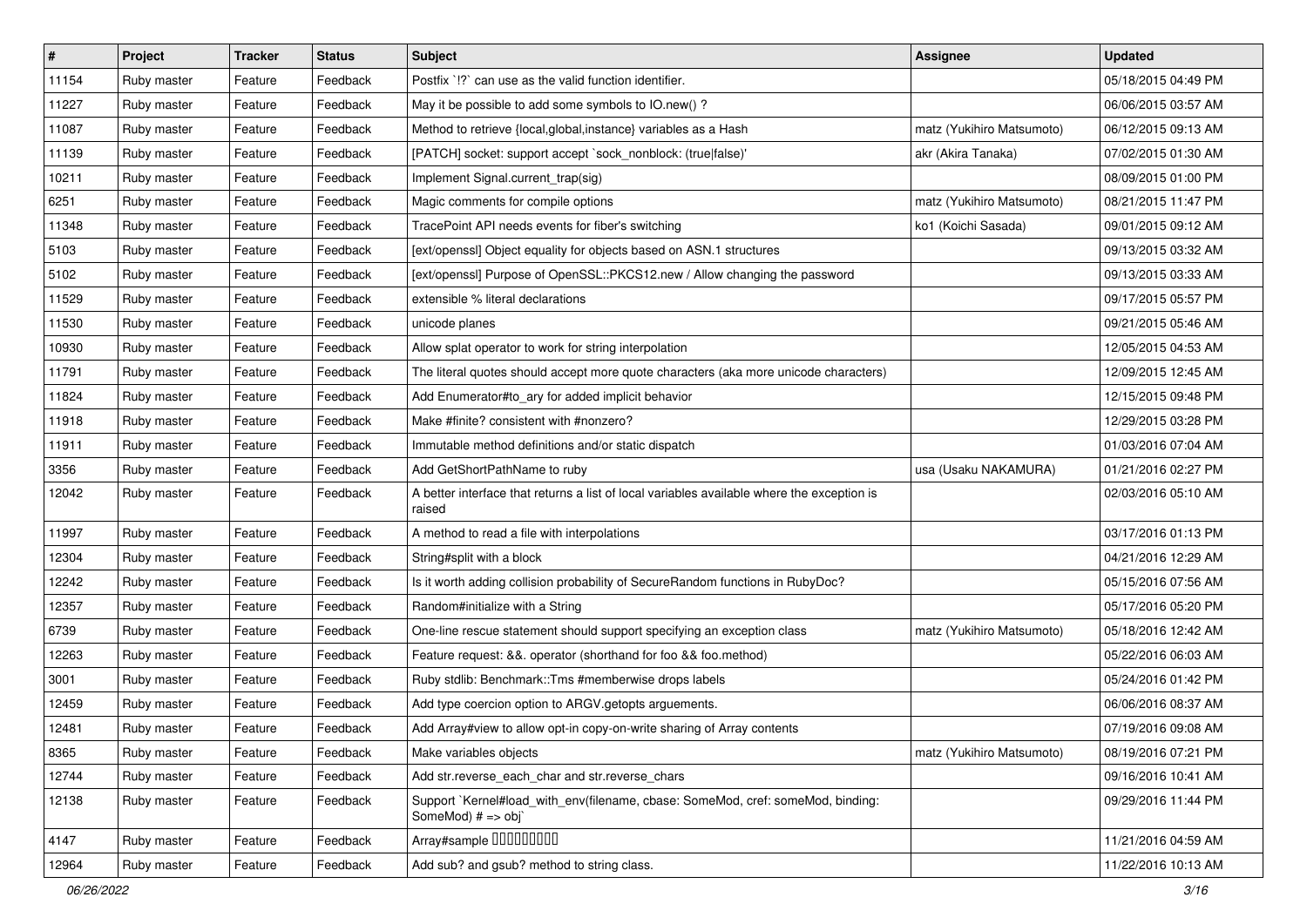| # | Project | Tracker | Status | Subject | Assignee | Updated |
|---|---|---|---|---|---|---|
| 11154 | Ruby master | Feature | Feedback | Postfix `!?` can use as the valid function identifier. | | 05/18/2015 04:49 PM |
| 11227 | Ruby master | Feature | Feedback | May it be possible to add some symbols to IO.new() ? | | 06/06/2015 03:57 AM |
| 11087 | Ruby master | Feature | Feedback | Method to retrieve {local,global,instance} variables as a Hash | matz (Yukihiro Matsumoto) | 06/12/2015 09:13 AM |
| 11139 | Ruby master | Feature | Feedback | [PATCH] socket: support accept `sock_nonblock: (true\|false)' | akr (Akira Tanaka) | 07/02/2015 01:30 AM |
| 10211 | Ruby master | Feature | Feedback | Implement Signal.current_trap(sig) | | 08/09/2015 01:00 PM |
| 6251 | Ruby master | Feature | Feedback | Magic comments for compile options | matz (Yukihiro Matsumoto) | 08/21/2015 11:47 PM |
| 11348 | Ruby master | Feature | Feedback | TracePoint API needs events for fiber's switching | ko1 (Koichi Sasada) | 09/01/2015 09:12 AM |
| 5103 | Ruby master | Feature | Feedback | [ext/openssl] Object equality for objects based on ASN.1 structures | | 09/13/2015 03:32 AM |
| 5102 | Ruby master | Feature | Feedback | [ext/openssl] Purpose of OpenSSL::PKCS12.new / Allow changing the password | | 09/13/2015 03:33 AM |
| 11529 | Ruby master | Feature | Feedback | extensible % literal declarations | | 09/17/2015 05:57 PM |
| 11530 | Ruby master | Feature | Feedback | unicode planes | | 09/21/2015 05:46 AM |
| 10930 | Ruby master | Feature | Feedback | Allow splat operator to work for string interpolation | | 12/05/2015 04:53 AM |
| 11791 | Ruby master | Feature | Feedback | The literal quotes should accept more quote characters (aka more unicode characters) | | 12/09/2015 12:45 AM |
| 11824 | Ruby master | Feature | Feedback | Add Enumerator#to_ary for added implicit behavior | | 12/15/2015 09:48 PM |
| 11918 | Ruby master | Feature | Feedback | Make #finite? consistent with #nonzero? | | 12/29/2015 03:28 PM |
| 11911 | Ruby master | Feature | Feedback | Immutable method definitions and/or static dispatch | | 01/03/2016 07:04 AM |
| 3356 | Ruby master | Feature | Feedback | Add GetShortPathName to ruby | usa (Usaku NAKAMURA) | 01/21/2016 02:27 PM |
| 12042 | Ruby master | Feature | Feedback | A better interface that returns a list of local variables available where the exception is raised | | 02/03/2016 05:10 AM |
| 11997 | Ruby master | Feature | Feedback | A method to read a file with interpolations | | 03/17/2016 01:13 PM |
| 12304 | Ruby master | Feature | Feedback | String#split with a block | | 04/21/2016 12:29 AM |
| 12242 | Ruby master | Feature | Feedback | Is it worth adding collision probability of SecureRandom functions in RubyDoc? | | 05/15/2016 07:56 AM |
| 12357 | Ruby master | Feature | Feedback | Random#initialize with a String | | 05/17/2016 05:20 PM |
| 6739 | Ruby master | Feature | Feedback | One-line rescue statement should support specifying an exception class | matz (Yukihiro Matsumoto) | 05/18/2016 12:42 AM |
| 12263 | Ruby master | Feature | Feedback | Feature request: &&. operator (shorthand for foo && foo.method) | | 05/22/2016 06:03 AM |
| 3001 | Ruby master | Feature | Feedback | Ruby stdlib: Benchmark::Tms #memberwise drops labels | | 05/24/2016 01:42 PM |
| 12459 | Ruby master | Feature | Feedback | Add type coercion option to ARGV.getopts arguements. | | 06/06/2016 08:37 AM |
| 12481 | Ruby master | Feature | Feedback | Add Array#view to allow opt-in copy-on-write sharing of Array contents | | 07/19/2016 09:08 AM |
| 8365 | Ruby master | Feature | Feedback | Make variables objects | matz (Yukihiro Matsumoto) | 08/19/2016 07:21 PM |
| 12744 | Ruby master | Feature | Feedback | Add str.reverse_each_char and str.reverse_chars | | 09/16/2016 10:41 AM |
| 12138 | Ruby master | Feature | Feedback | Support `Kernel#load_with_env(filename, cbase: SomeMod, cref: someMod, binding: SomeMod) # => obj` | | 09/29/2016 11:44 PM |
| 4147 | Ruby master | Feature | Feedback | Array#sample □□□□□□□□□ | | 11/21/2016 04:59 AM |
| 12964 | Ruby master | Feature | Feedback | Add sub? and gsub? method to string class. | | 11/22/2016 10:13 AM |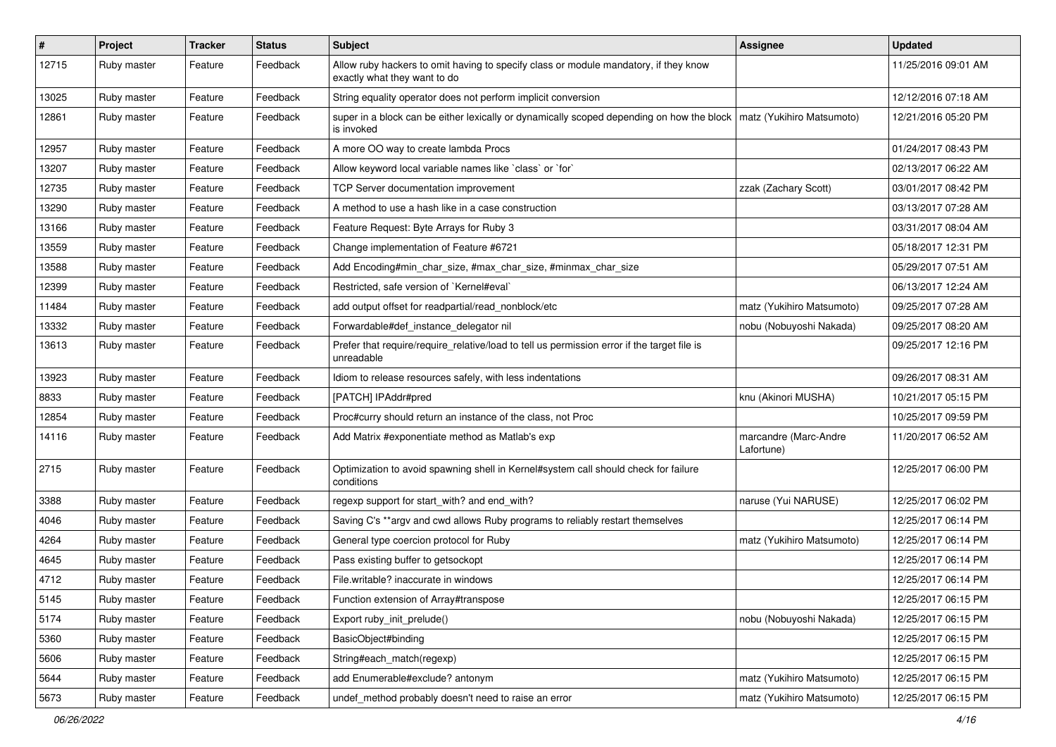| # | Project | Tracker | Status | Subject | Assignee | Updated |
|---|---|---|---|---|---|---|
| 12715 | Ruby master | Feature | Feedback | Allow ruby hackers to omit having to specify class or module mandatory, if they know exactly what they want to do | | 11/25/2016 09:01 AM |
| 13025 | Ruby master | Feature | Feedback | String equality operator does not perform implicit conversion | | 12/12/2016 07:18 AM |
| 12861 | Ruby master | Feature | Feedback | super in a block can be either lexically or dynamically scoped depending on how the block is invoked | matz (Yukihiro Matsumoto) | 12/21/2016 05:20 PM |
| 12957 | Ruby master | Feature | Feedback | A more OO way to create lambda Procs | | 01/24/2017 08:43 PM |
| 13207 | Ruby master | Feature | Feedback | Allow keyword local variable names like `class` or `for` | | 02/13/2017 06:22 AM |
| 12735 | Ruby master | Feature | Feedback | TCP Server documentation improvement | zzak (Zachary Scott) | 03/01/2017 08:42 PM |
| 13290 | Ruby master | Feature | Feedback | A method to use a hash like in a case construction | | 03/13/2017 07:28 AM |
| 13166 | Ruby master | Feature | Feedback | Feature Request: Byte Arrays for Ruby 3 | | 03/31/2017 08:04 AM |
| 13559 | Ruby master | Feature | Feedback | Change implementation of Feature #6721 | | 05/18/2017 12:31 PM |
| 13588 | Ruby master | Feature | Feedback | Add Encoding#min_char_size, #max_char_size, #minmax_char_size | | 05/29/2017 07:51 AM |
| 12399 | Ruby master | Feature | Feedback | Restricted, safe version of `Kernel#eval` | | 06/13/2017 12:24 AM |
| 11484 | Ruby master | Feature | Feedback | add output offset for readpartial/read_nonblock/etc | matz (Yukihiro Matsumoto) | 09/25/2017 07:28 AM |
| 13332 | Ruby master | Feature | Feedback | Forwardable#def_instance_delegator nil | nobu (Nobuyoshi Nakada) | 09/25/2017 08:20 AM |
| 13613 | Ruby master | Feature | Feedback | Prefer that require/require_relative/load to tell us permission error if the target file is unreadable | | 09/25/2017 12:16 PM |
| 13923 | Ruby master | Feature | Feedback | Idiom to release resources safely, with less indentations | | 09/26/2017 08:31 AM |
| 8833 | Ruby master | Feature | Feedback | [PATCH] IPAddr#pred | knu (Akinori MUSHA) | 10/21/2017 05:15 PM |
| 12854 | Ruby master | Feature | Feedback | Proc#curry should return an instance of the class, not Proc | | 10/25/2017 09:59 PM |
| 14116 | Ruby master | Feature | Feedback | Add Matrix #exponentiate method as Matlab's exp | marcandre (Marc-Andre Lafortune) | 11/20/2017 06:52 AM |
| 2715 | Ruby master | Feature | Feedback | Optimization to avoid spawning shell in Kernel#system call should check for failure conditions | | 12/25/2017 06:00 PM |
| 3388 | Ruby master | Feature | Feedback | regexp support for start_with? and end_with? | naruse (Yui NARUSE) | 12/25/2017 06:02 PM |
| 4046 | Ruby master | Feature | Feedback | Saving C's **argv and cwd allows Ruby programs to reliably restart themselves | | 12/25/2017 06:14 PM |
| 4264 | Ruby master | Feature | Feedback | General type coercion protocol for Ruby | matz (Yukihiro Matsumoto) | 12/25/2017 06:14 PM |
| 4645 | Ruby master | Feature | Feedback | Pass existing buffer to getsockopt | | 12/25/2017 06:14 PM |
| 4712 | Ruby master | Feature | Feedback | File.writable? inaccurate in windows | | 12/25/2017 06:14 PM |
| 5145 | Ruby master | Feature | Feedback | Function extension of Array#transpose | | 12/25/2017 06:15 PM |
| 5174 | Ruby master | Feature | Feedback | Export ruby_init_prelude() | nobu (Nobuyoshi Nakada) | 12/25/2017 06:15 PM |
| 5360 | Ruby master | Feature | Feedback | BasicObject#binding | | 12/25/2017 06:15 PM |
| 5606 | Ruby master | Feature | Feedback | String#each_match(regexp) | | 12/25/2017 06:15 PM |
| 5644 | Ruby master | Feature | Feedback | add Enumerable#exclude? antonym | matz (Yukihiro Matsumoto) | 12/25/2017 06:15 PM |
| 5673 | Ruby master | Feature | Feedback | undef_method probably doesn't need to raise an error | matz (Yukihiro Matsumoto) | 12/25/2017 06:15 PM |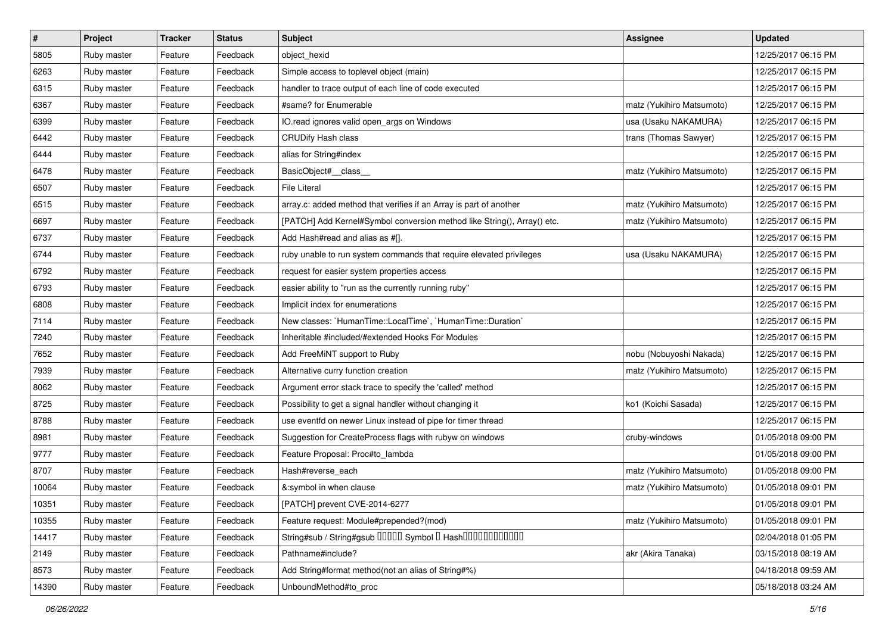| # | Project | Tracker | Status | Subject | Assignee | Updated |
|---|---|---|---|---|---|---|
| 5805 | Ruby master | Feature | Feedback | object_hexid | | 12/25/2017 06:15 PM |
| 6263 | Ruby master | Feature | Feedback | Simple access to toplevel object (main) | | 12/25/2017 06:15 PM |
| 6315 | Ruby master | Feature | Feedback | handler to trace output of each line of code executed | | 12/25/2017 06:15 PM |
| 6367 | Ruby master | Feature | Feedback | #same? for Enumerable | matz (Yukihiro Matsumoto) | 12/25/2017 06:15 PM |
| 6399 | Ruby master | Feature | Feedback | IO.read ignores valid open_args on Windows | usa (Usaku NAKAMURA) | 12/25/2017 06:15 PM |
| 6442 | Ruby master | Feature | Feedback | CRUDify Hash class | trans (Thomas Sawyer) | 12/25/2017 06:15 PM |
| 6444 | Ruby master | Feature | Feedback | alias for String#index | | 12/25/2017 06:15 PM |
| 6478 | Ruby master | Feature | Feedback | BasicObject#__class__ | matz (Yukihiro Matsumoto) | 12/25/2017 06:15 PM |
| 6507 | Ruby master | Feature | Feedback | File Literal | | 12/25/2017 06:15 PM |
| 6515 | Ruby master | Feature | Feedback | array.c: added method that verifies if an Array is part of another | matz (Yukihiro Matsumoto) | 12/25/2017 06:15 PM |
| 6697 | Ruby master | Feature | Feedback | [PATCH] Add Kernel#Symbol conversion method like String(), Array() etc. | matz (Yukihiro Matsumoto) | 12/25/2017 06:15 PM |
| 6737 | Ruby master | Feature | Feedback | Add Hash#read and alias as #[]. | | 12/25/2017 06:15 PM |
| 6744 | Ruby master | Feature | Feedback | ruby unable to run system commands that require elevated privileges | usa (Usaku NAKAMURA) | 12/25/2017 06:15 PM |
| 6792 | Ruby master | Feature | Feedback | request for easier system properties access | | 12/25/2017 06:15 PM |
| 6793 | Ruby master | Feature | Feedback | easier ability to "run as the currently running ruby" | | 12/25/2017 06:15 PM |
| 6808 | Ruby master | Feature | Feedback | Implicit index for enumerations | | 12/25/2017 06:15 PM |
| 7114 | Ruby master | Feature | Feedback | New classes: `HumanTime::LocalTime`, `HumanTime::Duration` | | 12/25/2017 06:15 PM |
| 7240 | Ruby master | Feature | Feedback | Inheritable #included/#extended Hooks For Modules | | 12/25/2017 06:15 PM |
| 7652 | Ruby master | Feature | Feedback | Add FreeMiNT support to Ruby | nobu (Nobuyoshi Nakada) | 12/25/2017 06:15 PM |
| 7939 | Ruby master | Feature | Feedback | Alternative curry function creation | matz (Yukihiro Matsumoto) | 12/25/2017 06:15 PM |
| 8062 | Ruby master | Feature | Feedback | Argument error stack trace to specify the 'called' method | | 12/25/2017 06:15 PM |
| 8725 | Ruby master | Feature | Feedback | Possibility to get a signal handler without changing it | ko1 (Koichi Sasada) | 12/25/2017 06:15 PM |
| 8788 | Ruby master | Feature | Feedback | use eventfd on newer Linux instead of pipe for timer thread | | 12/25/2017 06:15 PM |
| 8981 | Ruby master | Feature | Feedback | Suggestion for CreateProcess flags with rubyw on windows | cruby-windows | 01/05/2018 09:00 PM |
| 9777 | Ruby master | Feature | Feedback | Feature Proposal: Proc#to_lambda | | 01/05/2018 09:00 PM |
| 8707 | Ruby master | Feature | Feedback | Hash#reverse_each | matz (Yukihiro Matsumoto) | 01/05/2018 09:00 PM |
| 10064 | Ruby master | Feature | Feedback | &:symbol in when clause | matz (Yukihiro Matsumoto) | 01/05/2018 09:01 PM |
| 10351 | Ruby master | Feature | Feedback | [PATCH] prevent CVE-2014-6277 | | 01/05/2018 09:01 PM |
| 10355 | Ruby master | Feature | Feedback | Feature request: Module#prepended?(mod) | matz (Yukihiro Matsumoto) | 01/05/2018 09:01 PM |
| 14417 | Ruby master | Feature | Feedback | String#sub / String#gsub ����� Symbol � Hash������������ | | 02/04/2018 01:05 PM |
| 2149 | Ruby master | Feature | Feedback | Pathname#include? | akr (Akira Tanaka) | 03/15/2018 08:19 AM |
| 8573 | Ruby master | Feature | Feedback | Add String#format method(not an alias of String#%) | | 04/18/2018 09:59 AM |
| 14390 | Ruby master | Feature | Feedback | UnboundMethod#to_proc | | 05/18/2018 03:24 AM |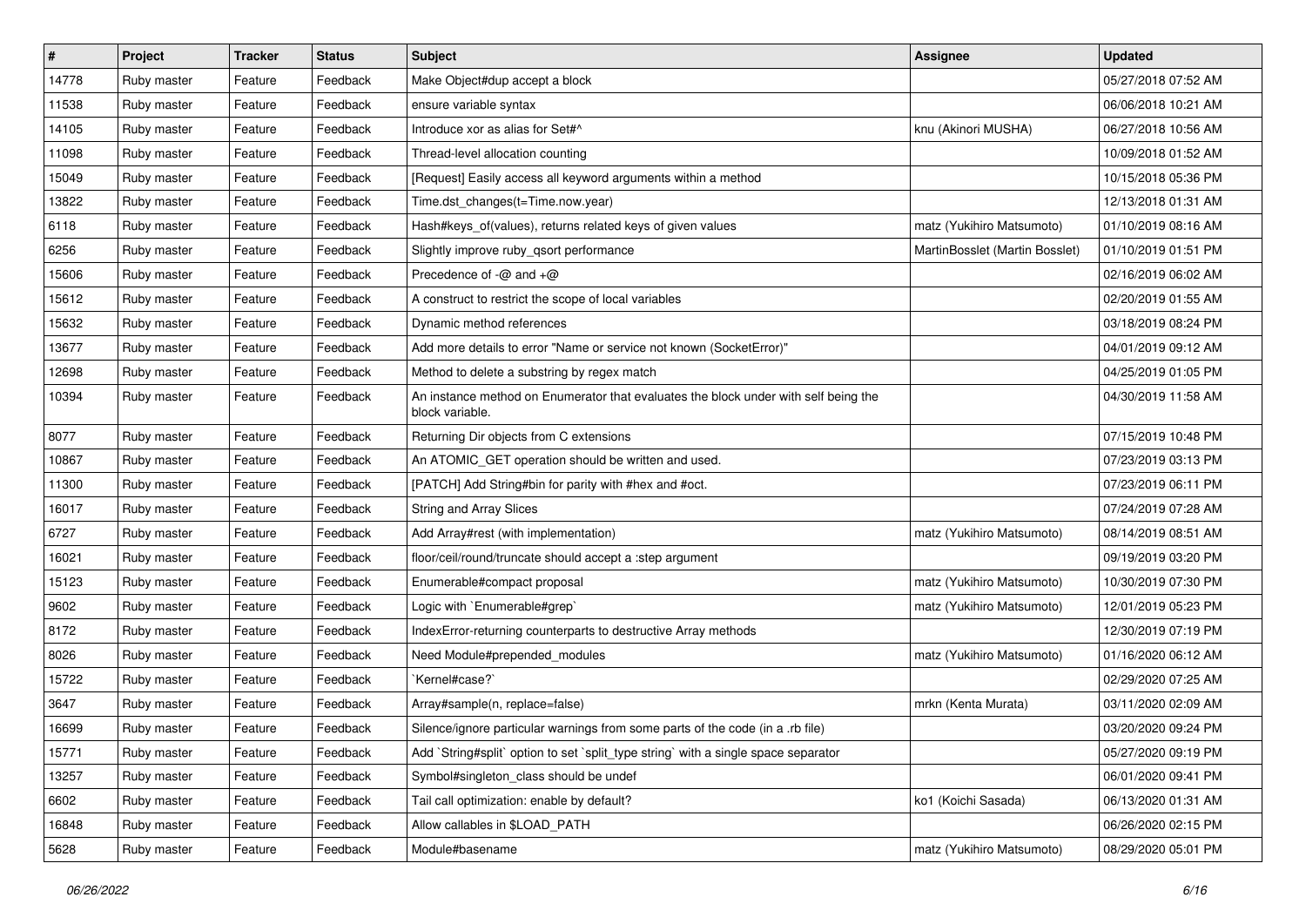| # | Project | Tracker | Status | Subject | Assignee | Updated |
| --- | --- | --- | --- | --- | --- | --- |
| 14778 | Ruby master | Feature | Feedback | Make Object#dup accept a block | | 05/27/2018 07:52 AM |
| 11538 | Ruby master | Feature | Feedback | ensure variable syntax | | 06/06/2018 10:21 AM |
| 14105 | Ruby master | Feature | Feedback | Introduce xor as alias for Set#^ | knu (Akinori MUSHA) | 06/27/2018 10:56 AM |
| 11098 | Ruby master | Feature | Feedback | Thread-level allocation counting | | 10/09/2018 01:52 AM |
| 15049 | Ruby master | Feature | Feedback | [Request] Easily access all keyword arguments within a method | | 10/15/2018 05:36 PM |
| 13822 | Ruby master | Feature | Feedback | Time.dst_changes(t=Time.now.year) | | 12/13/2018 01:31 AM |
| 6118 | Ruby master | Feature | Feedback | Hash#keys_of(values), returns related keys of given values | matz (Yukihiro Matsumoto) | 01/10/2019 08:16 AM |
| 6256 | Ruby master | Feature | Feedback | Slightly improve ruby_qsort performance | MartinBosslet (Martin Bosslet) | 01/10/2019 01:51 PM |
| 15606 | Ruby master | Feature | Feedback | Precedence of -@ and +@ | | 02/16/2019 06:02 AM |
| 15612 | Ruby master | Feature | Feedback | A construct to restrict the scope of local variables | | 02/20/2019 01:55 AM |
| 15632 | Ruby master | Feature | Feedback | Dynamic method references | | 03/18/2019 08:24 PM |
| 13677 | Ruby master | Feature | Feedback | Add more details to error "Name or service not known (SocketError)" | | 04/01/2019 09:12 AM |
| 12698 | Ruby master | Feature | Feedback | Method to delete a substring by regex match | | 04/25/2019 01:05 PM |
| 10394 | Ruby master | Feature | Feedback | An instance method on Enumerator that evaluates the block under with self being the block variable. | | 04/30/2019 11:58 AM |
| 8077 | Ruby master | Feature | Feedback | Returning Dir objects from C extensions | | 07/15/2019 10:48 PM |
| 10867 | Ruby master | Feature | Feedback | An ATOMIC_GET operation should be written and used. | | 07/23/2019 03:13 PM |
| 11300 | Ruby master | Feature | Feedback | [PATCH] Add String#bin for parity with #hex and #oct. | | 07/23/2019 06:11 PM |
| 16017 | Ruby master | Feature | Feedback | String and Array Slices | | 07/24/2019 07:28 AM |
| 6727 | Ruby master | Feature | Feedback | Add Array#rest (with implementation) | matz (Yukihiro Matsumoto) | 08/14/2019 08:51 AM |
| 16021 | Ruby master | Feature | Feedback | floor/ceil/round/truncate should accept a :step argument | | 09/19/2019 03:20 PM |
| 15123 | Ruby master | Feature | Feedback | Enumerable#compact proposal | matz (Yukihiro Matsumoto) | 10/30/2019 07:30 PM |
| 9602 | Ruby master | Feature | Feedback | Logic with `Enumerable#grep` | matz (Yukihiro Matsumoto) | 12/01/2019 05:23 PM |
| 8172 | Ruby master | Feature | Feedback | IndexError-returning counterparts to destructive Array methods | | 12/30/2019 07:19 PM |
| 8026 | Ruby master | Feature | Feedback | Need Module#prepended_modules | matz (Yukihiro Matsumoto) | 01/16/2020 06:12 AM |
| 15722 | Ruby master | Feature | Feedback | `Kernel#case?` | | 02/29/2020 07:25 AM |
| 3647 | Ruby master | Feature | Feedback | Array#sample(n, replace=false) | mrkn (Kenta Murata) | 03/11/2020 02:09 AM |
| 16699 | Ruby master | Feature | Feedback | Silence/ignore particular warnings from some parts of the code (in a .rb file) | | 03/20/2020 09:24 PM |
| 15771 | Ruby master | Feature | Feedback | Add `String#split` option to set `split_type string` with a single space separator | | 05/27/2020 09:19 PM |
| 13257 | Ruby master | Feature | Feedback | Symbol#singleton_class should be undef | | 06/01/2020 09:41 PM |
| 6602 | Ruby master | Feature | Feedback | Tail call optimization: enable by default? | ko1 (Koichi Sasada) | 06/13/2020 01:31 AM |
| 16848 | Ruby master | Feature | Feedback | Allow callables in $LOAD_PATH | | 06/26/2020 02:15 PM |
| 5628 | Ruby master | Feature | Feedback | Module#basename | matz (Yukihiro Matsumoto) | 08/29/2020 05:01 PM |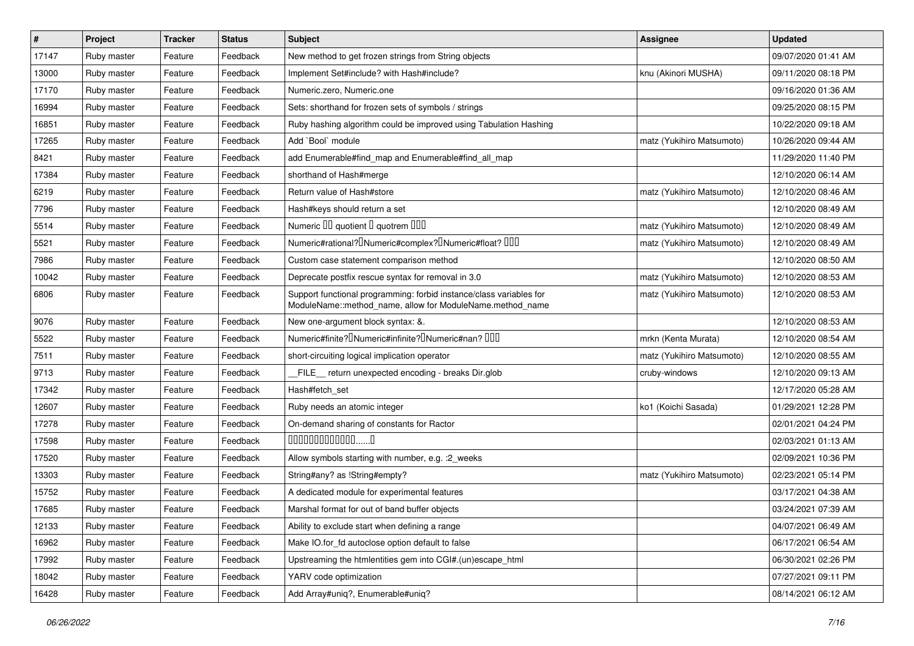| # | Project | Tracker | Status | Subject | Assignee | Updated |
|---|---|---|---|---|---|---|
| 17147 | Ruby master | Feature | Feedback | New method to get frozen strings from String objects | | 09/07/2020 01:41 AM |
| 13000 | Ruby master | Feature | Feedback | Implement Set#include? with Hash#include? | knu (Akinori MUSHA) | 09/11/2020 08:18 PM |
| 17170 | Ruby master | Feature | Feedback | Numeric.zero, Numeric.one | | 09/16/2020 01:36 AM |
| 16994 | Ruby master | Feature | Feedback | Sets: shorthand for frozen sets of symbols / strings | | 09/25/2020 08:15 PM |
| 16851 | Ruby master | Feature | Feedback | Ruby hashing algorithm could be improved using Tabulation Hashing | | 10/22/2020 09:18 AM |
| 17265 | Ruby master | Feature | Feedback | Add `Bool` module | matz (Yukihiro Matsumoto) | 10/26/2020 09:44 AM |
| 8421 | Ruby master | Feature | Feedback | add Enumerable#find_map and Enumerable#find_all_map | | 11/29/2020 11:40 PM |
| 17384 | Ruby master | Feature | Feedback | shorthand of Hash#merge | | 12/10/2020 06:14 AM |
| 6219 | Ruby master | Feature | Feedback | Return value of Hash#store | matz (Yukihiro Matsumoto) | 12/10/2020 08:46 AM |
| 7796 | Ruby master | Feature | Feedback | Hash#keys should return a set | | 12/10/2020 08:49 AM |
| 5514 | Ruby master | Feature | Feedback | Numeric 􏰀􏰀 quotient 􏰀 quotrem 􏰀􏰀􏰀 | matz (Yukihiro Matsumoto) | 12/10/2020 08:49 AM |
| 5521 | Ruby master | Feature | Feedback | Numeric#rational?􏰀Numeric#complex?􏰀Numeric#float? 􏰀􏰀􏰀 | matz (Yukihiro Matsumoto) | 12/10/2020 08:49 AM |
| 7986 | Ruby master | Feature | Feedback | Custom case statement comparison method | | 12/10/2020 08:50 AM |
| 10042 | Ruby master | Feature | Feedback | Deprecate postfix rescue syntax for removal in 3.0 | matz (Yukihiro Matsumoto) | 12/10/2020 08:53 AM |
| 6806 | Ruby master | Feature | Feedback | Support functional programming: forbid instance/class variables for ModuleName::method_name, allow for ModuleName.method_name | matz (Yukihiro Matsumoto) | 12/10/2020 08:53 AM |
| 9076 | Ruby master | Feature | Feedback | New one-argument block syntax: &. | | 12/10/2020 08:53 AM |
| 5522 | Ruby master | Feature | Feedback | Numeric#finite?􏰀Numeric#infinite?􏰀Numeric#nan? 􏰀􏰀􏰀 | mrkn (Kenta Murata) | 12/10/2020 08:54 AM |
| 7511 | Ruby master | Feature | Feedback | short-circuiting logical implication operator | matz (Yukihiro Matsumoto) | 12/10/2020 08:55 AM |
| 9713 | Ruby master | Feature | Feedback | __FILE__ return unexpected encoding - breaks Dir.glob | cruby-windows | 12/10/2020 09:13 AM |
| 17342 | Ruby master | Feature | Feedback | Hash#fetch_set | | 12/17/2020 05:28 AM |
| 12607 | Ruby master | Feature | Feedback | Ruby needs an atomic integer | ko1 (Koichi Sasada) | 01/29/2021 12:28 PM |
| 17278 | Ruby master | Feature | Feedback | On-demand sharing of constants for Ractor | | 02/01/2021 04:24 PM |
| 17598 | Ruby master | Feature | Feedback | 􏰀􏰀􏰀􏰀􏰀􏰀􏰀􏰀􏰀􏰀􏰀􏰀......􏰀 | | 02/03/2021 01:13 AM |
| 17520 | Ruby master | Feature | Feedback | Allow symbols starting with number, e.g. :2_weeks | | 02/09/2021 10:36 PM |
| 13303 | Ruby master | Feature | Feedback | String#any? as !String#empty? | matz (Yukihiro Matsumoto) | 02/23/2021 05:14 PM |
| 15752 | Ruby master | Feature | Feedback | A dedicated module for experimental features | | 03/17/2021 04:38 AM |
| 17685 | Ruby master | Feature | Feedback | Marshal format for out of band buffer objects | | 03/24/2021 07:39 AM |
| 12133 | Ruby master | Feature | Feedback | Ability to exclude start when defining a range | | 04/07/2021 06:49 AM |
| 16962 | Ruby master | Feature | Feedback | Make IO.for_fd autoclose option default to false | | 06/17/2021 06:54 AM |
| 17992 | Ruby master | Feature | Feedback | Upstreaming the htmlentities gem into CGI#.(un)escape_html | | 06/30/2021 02:26 PM |
| 18042 | Ruby master | Feature | Feedback | YARV code optimization | | 07/27/2021 09:11 PM |
| 16428 | Ruby master | Feature | Feedback | Add Array#uniq?, Enumerable#uniq? | | 08/14/2021 06:12 AM |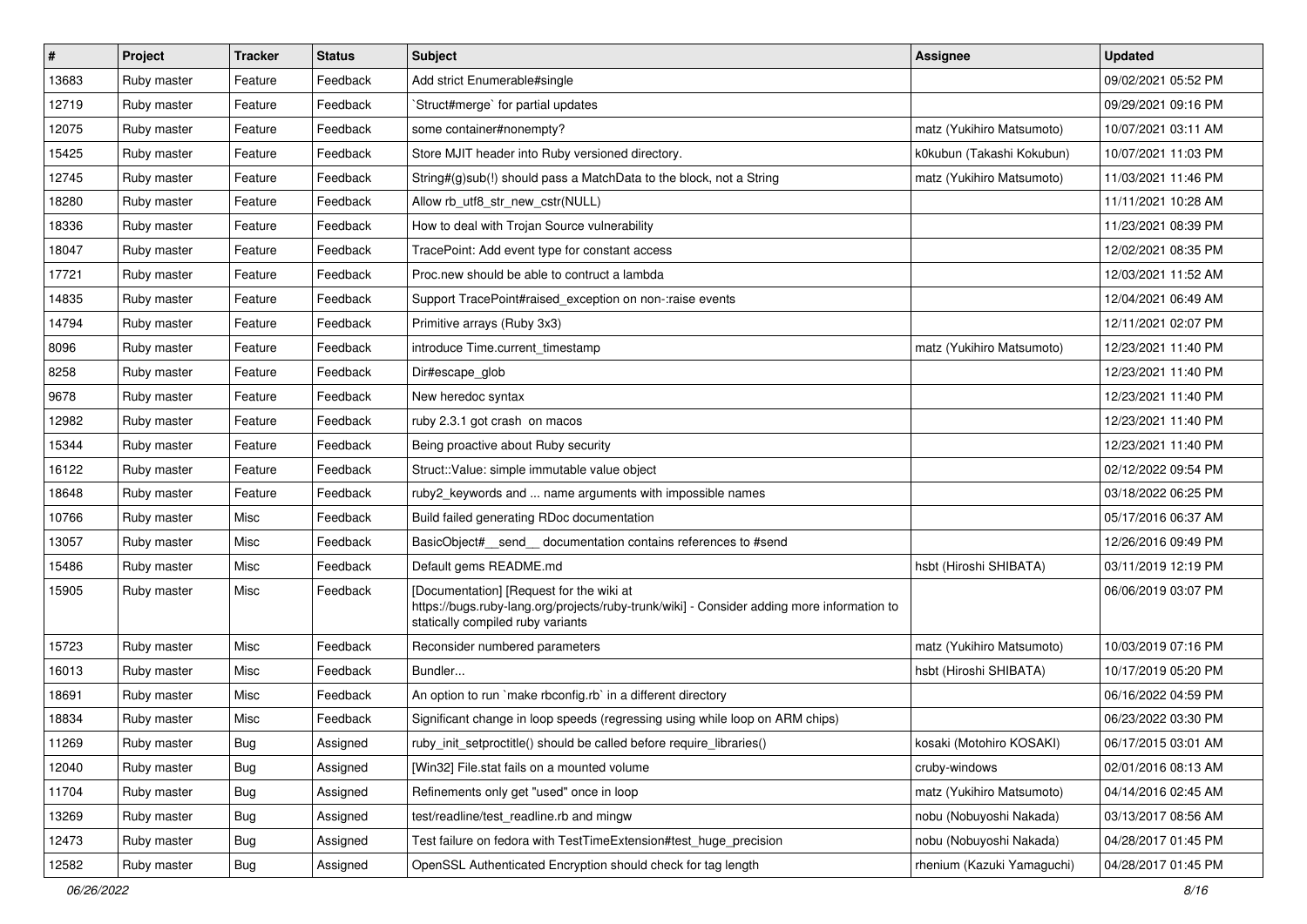| # | Project | Tracker | Status | Subject | Assignee | Updated |
|---|---|---|---|---|---|---|
| 13683 | Ruby master | Feature | Feedback | Add strict Enumerable#single | | 09/02/2021 05:52 PM |
| 12719 | Ruby master | Feature | Feedback | `Struct#merge` for partial updates | | 09/29/2021 09:16 PM |
| 12075 | Ruby master | Feature | Feedback | some container#nonempty? | matz (Yukihiro Matsumoto) | 10/07/2021 03:11 AM |
| 15425 | Ruby master | Feature | Feedback | Store MJIT header into Ruby versioned directory. | k0kubun (Takashi Kokubun) | 10/07/2021 11:03 PM |
| 12745 | Ruby master | Feature | Feedback | String#(g)sub(!) should pass a MatchData to the block, not a String | matz (Yukihiro Matsumoto) | 11/03/2021 11:46 PM |
| 18280 | Ruby master | Feature | Feedback | Allow rb_utf8_str_new_cstr(NULL) | | 11/11/2021 10:28 AM |
| 18336 | Ruby master | Feature | Feedback | How to deal with Trojan Source vulnerability | | 11/23/2021 08:39 PM |
| 18047 | Ruby master | Feature | Feedback | TracePoint: Add event type for constant access | | 12/02/2021 08:35 PM |
| 17721 | Ruby master | Feature | Feedback | Proc.new should be able to contruct a lambda | | 12/03/2021 11:52 AM |
| 14835 | Ruby master | Feature | Feedback | Support TracePoint#raised_exception on non-:raise events | | 12/04/2021 06:49 AM |
| 14794 | Ruby master | Feature | Feedback | Primitive arrays (Ruby 3x3) | | 12/11/2021 02:07 PM |
| 8096 | Ruby master | Feature | Feedback | introduce Time.current_timestamp | matz (Yukihiro Matsumoto) | 12/23/2021 11:40 PM |
| 8258 | Ruby master | Feature | Feedback | Dir#escape_glob | | 12/23/2021 11:40 PM |
| 9678 | Ruby master | Feature | Feedback | New heredoc syntax | | 12/23/2021 11:40 PM |
| 12982 | Ruby master | Feature | Feedback | ruby 2.3.1 got crash on macos | | 12/23/2021 11:40 PM |
| 15344 | Ruby master | Feature | Feedback | Being proactive about Ruby security | | 12/23/2021 11:40 PM |
| 16122 | Ruby master | Feature | Feedback | Struct::Value: simple immutable value object | | 02/12/2022 09:54 PM |
| 18648 | Ruby master | Feature | Feedback | ruby2_keywords and ... name arguments with impossible names | | 03/18/2022 06:25 PM |
| 10766 | Ruby master | Misc | Feedback | Build failed generating RDoc documentation | | 05/17/2016 06:37 AM |
| 13057 | Ruby master | Misc | Feedback | BasicObject#__send__ documentation contains references to #send | | 12/26/2016 09:49 PM |
| 15486 | Ruby master | Misc | Feedback | Default gems README.md | hsbt (Hiroshi SHIBATA) | 03/11/2019 12:19 PM |
| 15905 | Ruby master | Misc | Feedback | [Documentation] [Request for the wiki at https://bugs.ruby-lang.org/projects/ruby-trunk/wiki] - Consider adding more information to statically compiled ruby variants | | 06/06/2019 03:07 PM |
| 15723 | Ruby master | Misc | Feedback | Reconsider numbered parameters | matz (Yukihiro Matsumoto) | 10/03/2019 07:16 PM |
| 16013 | Ruby master | Misc | Feedback | Bundler... | hsbt (Hiroshi SHIBATA) | 10/17/2019 05:20 PM |
| 18691 | Ruby master | Misc | Feedback | An option to run `make rbconfig.rb` in a different directory | | 06/16/2022 04:59 PM |
| 18834 | Ruby master | Misc | Feedback | Significant change in loop speeds (regressing using while loop on ARM chips) | | 06/23/2022 03:30 PM |
| 11269 | Ruby master | Bug | Assigned | ruby_init_setproctitle() should be called before require_libraries() | kosaki (Motohiro KOSAKI) | 06/17/2015 03:01 AM |
| 12040 | Ruby master | Bug | Assigned | [Win32] File.stat fails on a mounted volume | cruby-windows | 02/01/2016 08:13 AM |
| 11704 | Ruby master | Bug | Assigned | Refinements only get "used" once in loop | matz (Yukihiro Matsumoto) | 04/14/2016 02:45 AM |
| 13269 | Ruby master | Bug | Assigned | test/readline/test_readline.rb and mingw | nobu (Nobuyoshi Nakada) | 03/13/2017 08:56 AM |
| 12473 | Ruby master | Bug | Assigned | Test failure on fedora with TestTimeExtension#test_huge_precision | nobu (Nobuyoshi Nakada) | 04/28/2017 01:45 PM |
| 12582 | Ruby master | Bug | Assigned | OpenSSL Authenticated Encryption should check for tag length | rhenium (Kazuki Yamaguchi) | 04/28/2017 01:45 PM |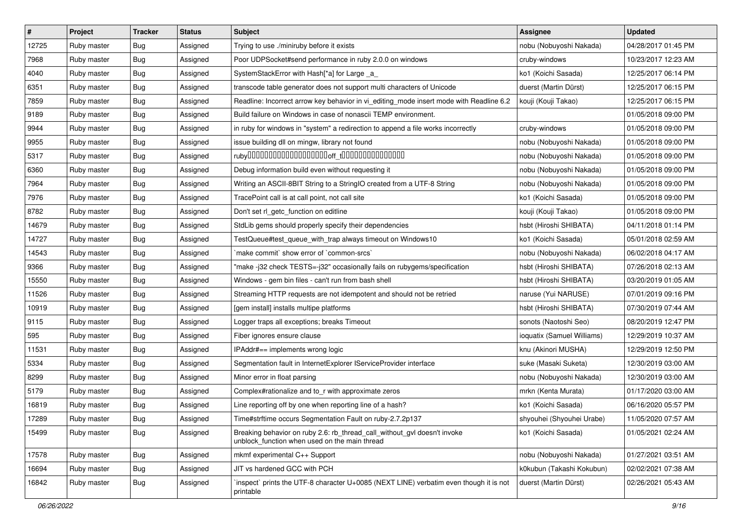| # | Project | Tracker | Status | Subject | Assignee | Updated |
|---|---|---|---|---|---|---|
| 12725 | Ruby master | Bug | Assigned | Trying to use ./miniruby before it exists | nobu (Nobuyoshi Nakada) | 04/28/2017 01:45 PM |
| 7968 | Ruby master | Bug | Assigned | Poor UDPSocket#send performance in ruby 2.0.0 on windows | cruby-windows | 10/23/2017 12:23 AM |
| 4040 | Ruby master | Bug | Assigned | SystemStackError with Hash[*a] for Large _a_ | ko1 (Koichi Sasada) | 12/25/2017 06:14 PM |
| 6351 | Ruby master | Bug | Assigned | transcode table generator does not support multi characters of Unicode | duerst (Martin Dürst) | 12/25/2017 06:15 PM |
| 7859 | Ruby master | Bug | Assigned | Readline: Incorrect arrow key behavior in vi_editing_mode insert mode with Readline 6.2 | kouji (Kouji Takao) | 12/25/2017 06:15 PM |
| 9189 | Ruby master | Bug | Assigned | Build failure on Windows in case of nonascii TEMP environment. | | 01/05/2018 09:00 PM |
| 9944 | Ruby master | Bug | Assigned | in ruby for windows in "system" a redirection to append a file works incorrectly | cruby-windows | 01/05/2018 09:00 PM |
| 9955 | Ruby master | Bug | Assigned | issue building dll on mingw, library not found | nobu (Nobuyoshi Nakada) | 01/05/2018 09:00 PM |
| 5317 | Ruby master | Bug | Assigned | ruby□□□□□□□□□□□□□□□□□□□□off_t□□□□□□□□□□□□□□□□ | nobu (Nobuyoshi Nakada) | 01/05/2018 09:00 PM |
| 6360 | Ruby master | Bug | Assigned | Debug information build even without requesting it | nobu (Nobuyoshi Nakada) | 01/05/2018 09:00 PM |
| 7964 | Ruby master | Bug | Assigned | Writing an ASCII-8BIT String to a StringIO created from a UTF-8 String | nobu (Nobuyoshi Nakada) | 01/05/2018 09:00 PM |
| 7976 | Ruby master | Bug | Assigned | TracePoint call is at call point, not call site | ko1 (Koichi Sasada) | 01/05/2018 09:00 PM |
| 8782 | Ruby master | Bug | Assigned | Don't set rl_getc_function on editline | kouji (Kouji Takao) | 01/05/2018 09:00 PM |
| 14679 | Ruby master | Bug | Assigned | StdLib gems should properly specify their dependencies | hsbt (Hiroshi SHIBATA) | 04/11/2018 01:14 PM |
| 14727 | Ruby master | Bug | Assigned | TestQueue#test_queue_with_trap always timeout on Windows10 | ko1 (Koichi Sasada) | 05/01/2018 02:59 AM |
| 14543 | Ruby master | Bug | Assigned | `make commit` show error of `common-srcs` | nobu (Nobuyoshi Nakada) | 06/02/2018 04:17 AM |
| 9366 | Ruby master | Bug | Assigned | "make -j32 check TESTS=-j32" occasionally fails on rubygems/specification | hsbt (Hiroshi SHIBATA) | 07/26/2018 02:13 AM |
| 15550 | Ruby master | Bug | Assigned | Windows - gem bin files - can't run from bash shell | hsbt (Hiroshi SHIBATA) | 03/20/2019 01:05 AM |
| 11526 | Ruby master | Bug | Assigned | Streaming HTTP requests are not idempotent and should not be retried | naruse (Yui NARUSE) | 07/01/2019 09:16 PM |
| 10919 | Ruby master | Bug | Assigned | [gem install] installs multipe platforms | hsbt (Hiroshi SHIBATA) | 07/30/2019 07:44 AM |
| 9115 | Ruby master | Bug | Assigned | Logger traps all exceptions; breaks Timeout | sonots (Naotoshi Seo) | 08/20/2019 12:47 PM |
| 595 | Ruby master | Bug | Assigned | Fiber ignores ensure clause | ioquatix (Samuel Williams) | 12/29/2019 10:37 AM |
| 11531 | Ruby master | Bug | Assigned | IPAddr#== implements wrong logic | knu (Akinori MUSHA) | 12/29/2019 12:50 PM |
| 5334 | Ruby master | Bug | Assigned | Segmentation fault in InternetExplorer IServiceProvider interface | suke (Masaki Suketa) | 12/30/2019 03:00 AM |
| 8299 | Ruby master | Bug | Assigned | Minor error in float parsing | nobu (Nobuyoshi Nakada) | 12/30/2019 03:00 AM |
| 5179 | Ruby master | Bug | Assigned | Complex#rationalize and to_r with approximate zeros | mrkn (Kenta Murata) | 01/17/2020 03:00 AM |
| 16819 | Ruby master | Bug | Assigned | Line reporting off by one when reporting line of a hash? | ko1 (Koichi Sasada) | 06/16/2020 05:57 PM |
| 17289 | Ruby master | Bug | Assigned | Time#strftime occurs Segmentation Fault on ruby-2.7.2p137 | shyouhei (Shyouhei Urabe) | 11/05/2020 07:57 AM |
| 15499 | Ruby master | Bug | Assigned | Breaking behavior on ruby 2.6: rb_thread_call_without_gvl doesn't invoke unblock_function when used on the main thread | ko1 (Koichi Sasada) | 01/05/2021 02:24 AM |
| 17578 | Ruby master | Bug | Assigned | mkmf experimental C++ Support | nobu (Nobuyoshi Nakada) | 01/27/2021 03:51 AM |
| 16694 | Ruby master | Bug | Assigned | JIT vs hardened GCC with PCH | k0kubun (Takashi Kokubun) | 02/02/2021 07:38 AM |
| 16842 | Ruby master | Bug | Assigned | `inspect` prints the UTF-8 character U+0085 (NEXT LINE) verbatim even though it is not printable | duerst (Martin Dürst) | 02/26/2021 05:43 AM |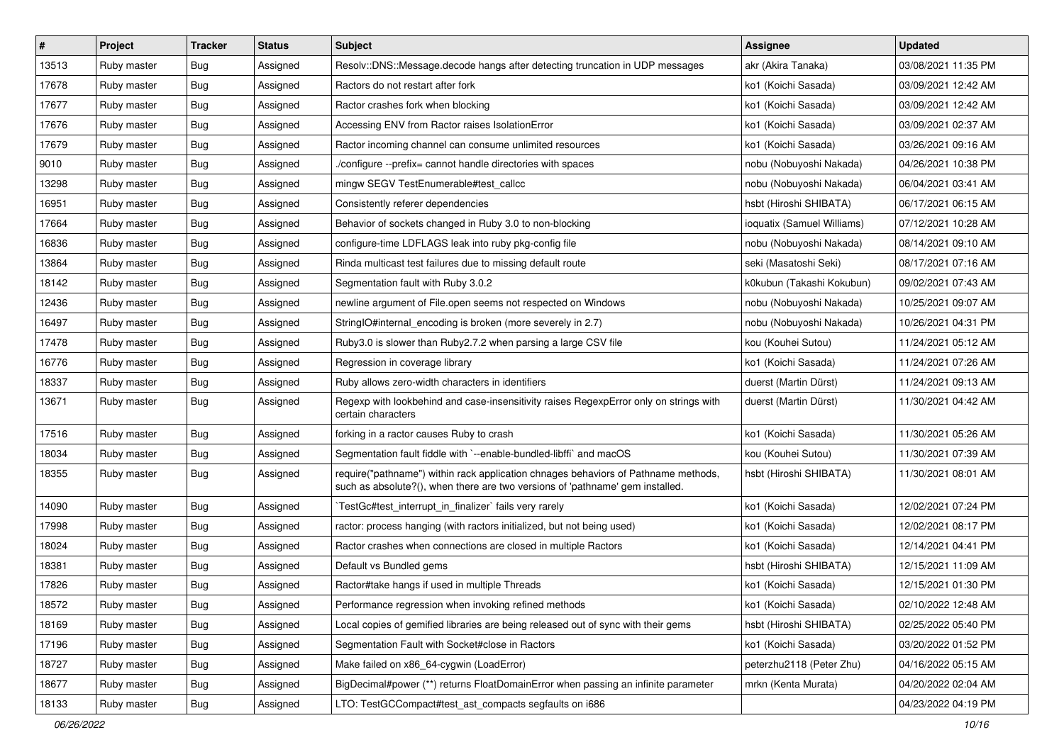| # | Project | Tracker | Status | Subject | Assignee | Updated |
|---|---|---|---|---|---|---|
| 13513 | Ruby master | Bug | Assigned | Resolv::DNS::Message.decode hangs after detecting truncation in UDP messages | akr (Akira Tanaka) | 03/08/2021 11:35 PM |
| 17678 | Ruby master | Bug | Assigned | Ractors do not restart after fork | ko1 (Koichi Sasada) | 03/09/2021 12:42 AM |
| 17677 | Ruby master | Bug | Assigned | Ractor crashes fork when blocking | ko1 (Koichi Sasada) | 03/09/2021 12:42 AM |
| 17676 | Ruby master | Bug | Assigned | Accessing ENV from Ractor raises IsolationError | ko1 (Koichi Sasada) | 03/09/2021 02:37 AM |
| 17679 | Ruby master | Bug | Assigned | Ractor incoming channel can consume unlimited resources | ko1 (Koichi Sasada) | 03/26/2021 09:16 AM |
| 9010 | Ruby master | Bug | Assigned | ./configure --prefix= cannot handle directories with spaces | nobu (Nobuyoshi Nakada) | 04/26/2021 10:38 PM |
| 13298 | Ruby master | Bug | Assigned | mingw SEGV TestEnumerable#test_callcc | nobu (Nobuyoshi Nakada) | 06/04/2021 03:41 AM |
| 16951 | Ruby master | Bug | Assigned | Consistently referer dependencies | hsbt (Hiroshi SHIBATA) | 06/17/2021 06:15 AM |
| 17664 | Ruby master | Bug | Assigned | Behavior of sockets changed in Ruby 3.0 to non-blocking | ioquatix (Samuel Williams) | 07/12/2021 10:28 AM |
| 16836 | Ruby master | Bug | Assigned | configure-time LDFLAGS leak into ruby pkg-config file | nobu (Nobuyoshi Nakada) | 08/14/2021 09:10 AM |
| 13864 | Ruby master | Bug | Assigned | Rinda multicast test failures due to missing default route | seki (Masatoshi Seki) | 08/17/2021 07:16 AM |
| 18142 | Ruby master | Bug | Assigned | Segmentation fault with Ruby 3.0.2 | k0kubun (Takashi Kokubun) | 09/02/2021 07:43 AM |
| 12436 | Ruby master | Bug | Assigned | newline argument of File.open seems not respected on Windows | nobu (Nobuyoshi Nakada) | 10/25/2021 09:07 AM |
| 16497 | Ruby master | Bug | Assigned | StringIO#internal_encoding is broken (more severely in 2.7) | nobu (Nobuyoshi Nakada) | 10/26/2021 04:31 PM |
| 17478 | Ruby master | Bug | Assigned | Ruby3.0 is slower than Ruby2.7.2 when parsing a large CSV file | kou (Kouhei Sutou) | 11/24/2021 05:12 AM |
| 16776 | Ruby master | Bug | Assigned | Regression in coverage library | ko1 (Koichi Sasada) | 11/24/2021 07:26 AM |
| 18337 | Ruby master | Bug | Assigned | Ruby allows zero-width characters in identifiers | duerst (Martin Dürst) | 11/24/2021 09:13 AM |
| 13671 | Ruby master | Bug | Assigned | Regexp with lookbehind and case-insensitivity raises RegexpError only on strings with certain characters | duerst (Martin Dürst) | 11/30/2021 04:42 AM |
| 17516 | Ruby master | Bug | Assigned | forking in a ractor causes Ruby to crash | ko1 (Koichi Sasada) | 11/30/2021 05:26 AM |
| 18034 | Ruby master | Bug | Assigned | Segmentation fault fiddle with `--enable-bundled-libffi` and macOS | kou (Kouhei Sutou) | 11/30/2021 07:39 AM |
| 18355 | Ruby master | Bug | Assigned | require("pathname") within rack application chnages behaviors of Pathname methods, such as absolute?(), when there are two versions of 'pathname' gem installed. | hsbt (Hiroshi SHIBATA) | 11/30/2021 08:01 AM |
| 14090 | Ruby master | Bug | Assigned | `TestGc#test_interrupt_in_finalizer` fails very rarely | ko1 (Koichi Sasada) | 12/02/2021 07:24 PM |
| 17998 | Ruby master | Bug | Assigned | ractor: process hanging (with ractors initialized, but not being used) | ko1 (Koichi Sasada) | 12/02/2021 08:17 PM |
| 18024 | Ruby master | Bug | Assigned | Ractor crashes when connections are closed in multiple Ractors | ko1 (Koichi Sasada) | 12/14/2021 04:41 PM |
| 18381 | Ruby master | Bug | Assigned | Default vs Bundled gems | hsbt (Hiroshi SHIBATA) | 12/15/2021 11:09 AM |
| 17826 | Ruby master | Bug | Assigned | Ractor#take hangs if used in multiple Threads | ko1 (Koichi Sasada) | 12/15/2021 01:30 PM |
| 18572 | Ruby master | Bug | Assigned | Performance regression when invoking refined methods | ko1 (Koichi Sasada) | 02/10/2022 12:48 AM |
| 18169 | Ruby master | Bug | Assigned | Local copies of gemified libraries are being released out of sync with their gems | hsbt (Hiroshi SHIBATA) | 02/25/2022 05:40 PM |
| 17196 | Ruby master | Bug | Assigned | Segmentation Fault with Socket#close in Ractors | ko1 (Koichi Sasada) | 03/20/2022 01:52 PM |
| 18727 | Ruby master | Bug | Assigned | Make failed on x86_64-cygwin (LoadError) | peterzhu2118 (Peter Zhu) | 04/16/2022 05:15 AM |
| 18677 | Ruby master | Bug | Assigned | BigDecimal#power (**) returns FloatDomainError when passing an infinite parameter | mrkn (Kenta Murata) | 04/20/2022 02:04 AM |
| 18133 | Ruby master | Bug | Assigned | LTO: TestGCCompact#test_ast_compacts segfaults on i686 | | 04/23/2022 04:19 PM |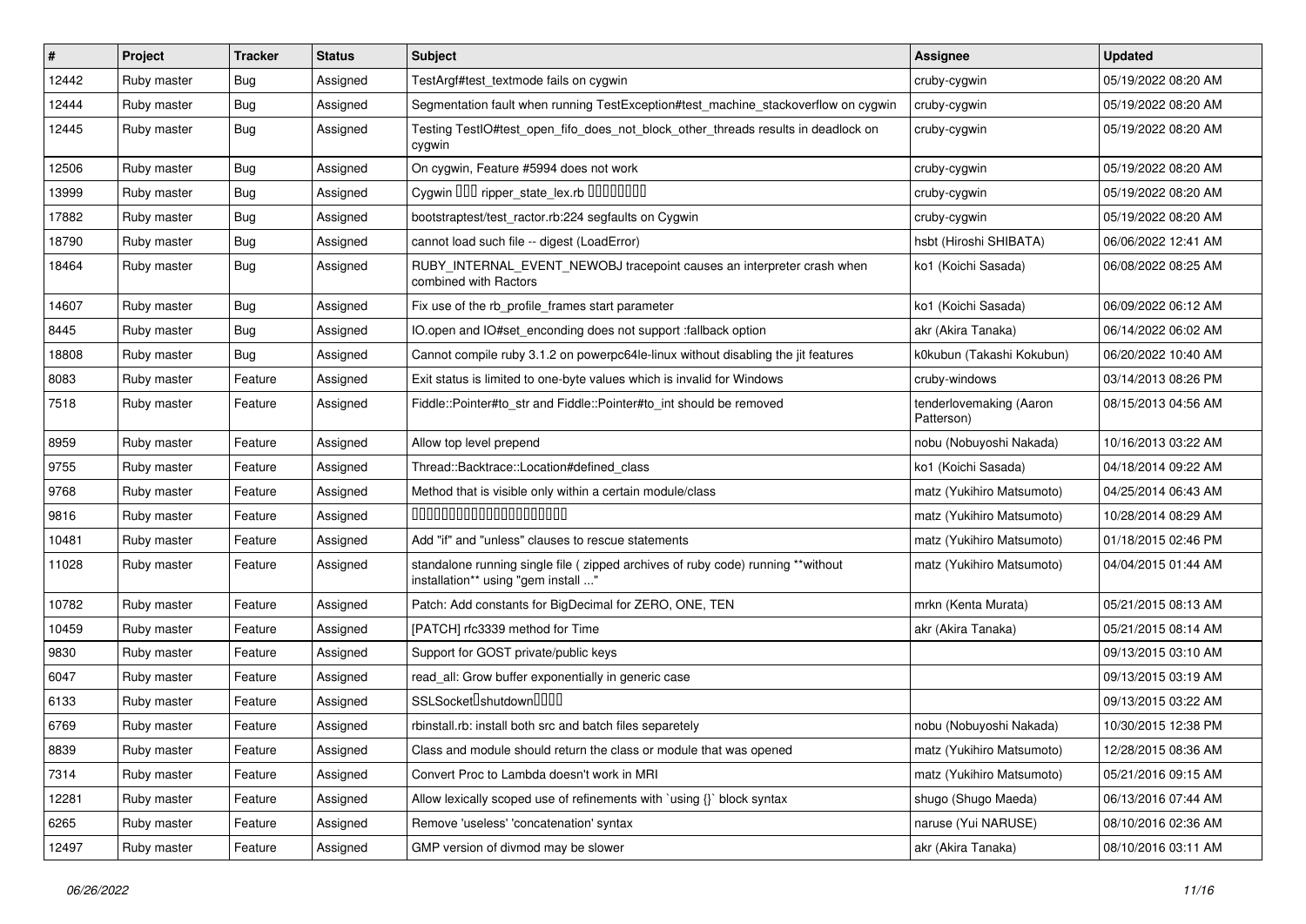| # | Project | Tracker | Status | Subject | Assignee | Updated |
|---|---|---|---|---|---|---|
| 12442 | Ruby master | Bug | Assigned | TestArgf#test_textmode fails on cygwin | cruby-cygwin | 05/19/2022 08:20 AM |
| 12444 | Ruby master | Bug | Assigned | Segmentation fault when running TestException#test_machine_stackoverflow on cygwin | cruby-cygwin | 05/19/2022 08:20 AM |
| 12445 | Ruby master | Bug | Assigned | Testing TestIO#test_open_fifo_does_not_block_other_threads results in deadlock on cygwin | cruby-cygwin | 05/19/2022 08:20 AM |
| 12506 | Ruby master | Bug | Assigned | On cygwin, Feature #5994 does not work | cruby-cygwin | 05/19/2022 08:20 AM |
| 13999 | Ruby master | Bug | Assigned | Cygwin ������ ripper_state_lex.rb �������������������� | cruby-cygwin | 05/19/2022 08:20 AM |
| 17882 | Ruby master | Bug | Assigned | bootstraptest/test_ractor.rb:224 segfaults on Cygwin | cruby-cygwin | 05/19/2022 08:20 AM |
| 18790 | Ruby master | Bug | Assigned | cannot load such file -- digest (LoadError) | hsbt (Hiroshi SHIBATA) | 06/06/2022 12:41 AM |
| 18464 | Ruby master | Bug | Assigned | RUBY_INTERNAL_EVENT_NEWOBJ tracepoint causes an interpreter crash when combined with Ractors | ko1 (Koichi Sasada) | 06/08/2022 08:25 AM |
| 14607 | Ruby master | Bug | Assigned | Fix use of the rb_profile_frames start parameter | ko1 (Koichi Sasada) | 06/09/2022 06:12 AM |
| 8445 | Ruby master | Bug | Assigned | IO.open and IO#set_enconding does not support :fallback option | akr (Akira Tanaka) | 06/14/2022 06:02 AM |
| 18808 | Ruby master | Bug | Assigned | Cannot compile ruby 3.1.2 on powerpc64le-linux without disabling the jit features | k0kubun (Takashi Kokubun) | 06/20/2022 10:40 AM |
| 8083 | Ruby master | Feature | Assigned | Exit status is limited to one-byte values which is invalid for Windows | cruby-windows | 03/14/2013 08:26 PM |
| 7518 | Ruby master | Feature | Assigned | Fiddle::Pointer#to_str and Fiddle::Pointer#to_int should be removed | tenderlovemaking (Aaron Patterson) | 08/15/2013 04:56 AM |
| 8959 | Ruby master | Feature | Assigned | Allow top level prepend | nobu (Nobuyoshi Nakada) | 10/16/2013 03:22 AM |
| 9755 | Ruby master | Feature | Assigned | Thread::Backtrace::Location#defined_class | ko1 (Koichi Sasada) | 04/18/2014 09:22 AM |
| 9768 | Ruby master | Feature | Assigned | Method that is visible only within a certain module/class | matz (Yukihiro Matsumoto) | 04/25/2014 06:43 AM |
| 9816 | Ruby master | Feature | Assigned | ���������������������������������������������� | matz (Yukihiro Matsumoto) | 10/28/2014 08:29 AM |
| 10481 | Ruby master | Feature | Assigned | Add "if" and "unless" clauses to rescue statements | matz (Yukihiro Matsumoto) | 01/18/2015 02:46 PM |
| 11028 | Ruby master | Feature | Assigned | standalone running single file ( zipped archives of ruby code) running **without installation** using "gem install ..." | matz (Yukihiro Matsumoto) | 04/04/2015 01:44 AM |
| 10782 | Ruby master | Feature | Assigned | Patch: Add constants for BigDecimal for ZERO, ONE, TEN | mrkn (Kenta Murata) | 05/21/2015 08:13 AM |
| 10459 | Ruby master | Feature | Assigned | [PATCH] rfc3339 method for Time | akr (Akira Tanaka) | 05/21/2015 08:14 AM |
| 9830 | Ruby master | Feature | Assigned | Support for GOST private/public keys | | 09/13/2015 03:10 AM |
| 6047 | Ruby master | Feature | Assigned | read_all: Grow buffer exponentially in generic case | | 09/13/2015 03:19 AM |
| 6133 | Ruby master | Feature | Assigned | SSLSocket��shutdown�������� | | 09/13/2015 03:22 AM |
| 6769 | Ruby master | Feature | Assigned | rbinstall.rb: install both src and batch files separetely | nobu (Nobuyoshi Nakada) | 10/30/2015 12:38 PM |
| 8839 | Ruby master | Feature | Assigned | Class and module should return the class or module that was opened | matz (Yukihiro Matsumoto) | 12/28/2015 08:36 AM |
| 7314 | Ruby master | Feature | Assigned | Convert Proc to Lambda doesn't work in MRI | matz (Yukihiro Matsumoto) | 05/21/2016 09:15 AM |
| 12281 | Ruby master | Feature | Assigned | Allow lexically scoped use of refinements with `using {}` block syntax | shugo (Shugo Maeda) | 06/13/2016 07:44 AM |
| 6265 | Ruby master | Feature | Assigned | Remove 'useless' 'concatenation' syntax | naruse (Yui NARUSE) | 08/10/2016 02:36 AM |
| 12497 | Ruby master | Feature | Assigned | GMP version of divmod may be slower | akr (Akira Tanaka) | 08/10/2016 03:11 AM |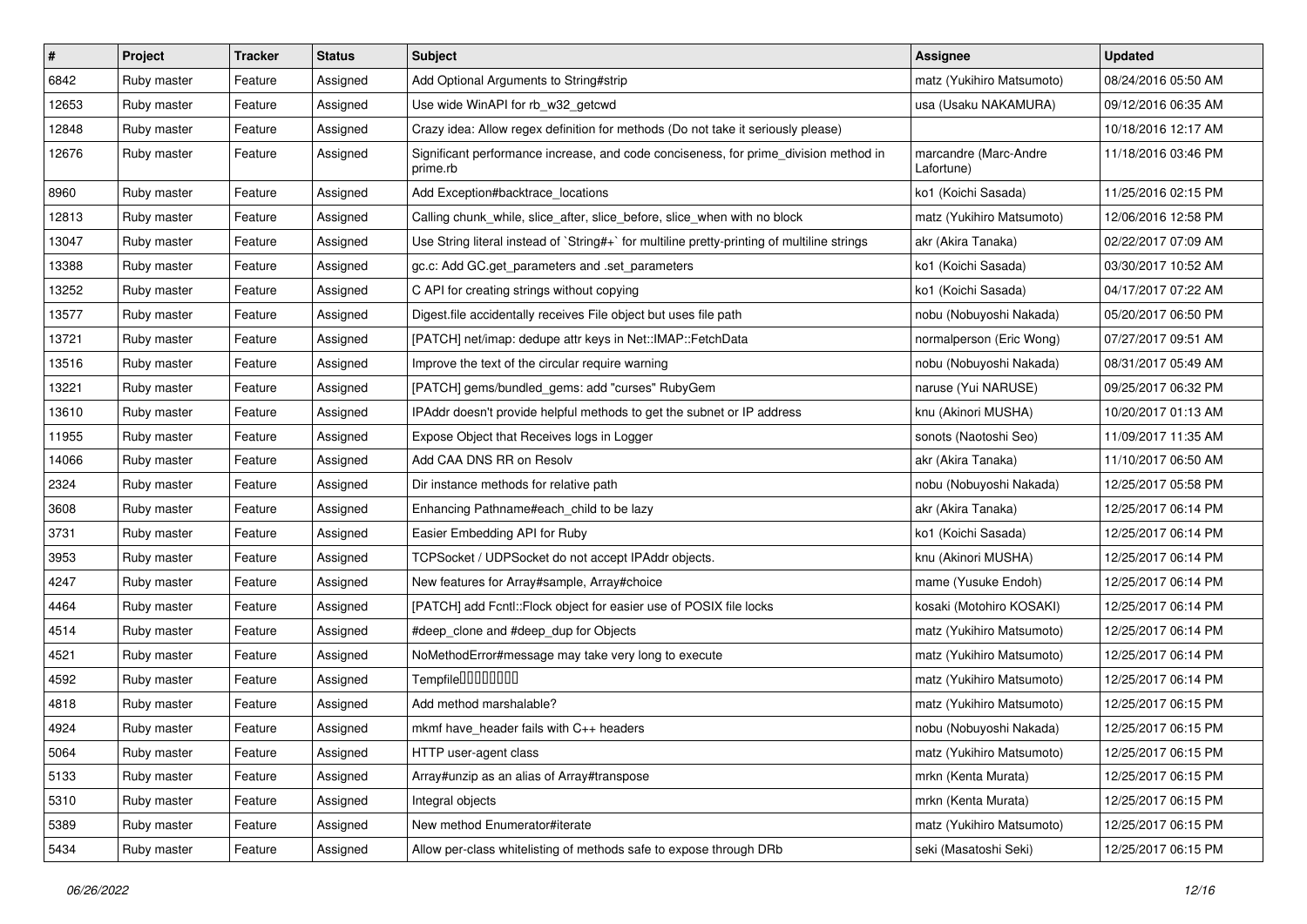| # | Project | Tracker | Status | Subject | Assignee | Updated |
|---|---|---|---|---|---|---|
| 6842 | Ruby master | Feature | Assigned | Add Optional Arguments to String#strip | matz (Yukihiro Matsumoto) | 08/24/2016 05:50 AM |
| 12653 | Ruby master | Feature | Assigned | Use wide WinAPI for rb_w32_getcwd | usa (Usaku NAKAMURA) | 09/12/2016 06:35 AM |
| 12848 | Ruby master | Feature | Assigned | Crazy idea: Allow regex definition for methods (Do not take it seriously please) | | 10/18/2016 12:17 AM |
| 12676 | Ruby master | Feature | Assigned | Significant performance increase, and code conciseness, for prime_division method in prime.rb | marcandre (Marc-Andre Lafortune) | 11/18/2016 03:46 PM |
| 8960 | Ruby master | Feature | Assigned | Add Exception#backtrace_locations | ko1 (Koichi Sasada) | 11/25/2016 02:15 PM |
| 12813 | Ruby master | Feature | Assigned | Calling chunk_while, slice_after, slice_before, slice_when with no block | matz (Yukihiro Matsumoto) | 12/06/2016 12:58 PM |
| 13047 | Ruby master | Feature | Assigned | Use String literal instead of `String#+` for multiline pretty-printing of multiline strings | akr (Akira Tanaka) | 02/22/2017 07:09 AM |
| 13388 | Ruby master | Feature | Assigned | gc.c: Add GC.get_parameters and .set_parameters | ko1 (Koichi Sasada) | 03/30/2017 10:52 AM |
| 13252 | Ruby master | Feature | Assigned | C API for creating strings without copying | ko1 (Koichi Sasada) | 04/17/2017 07:22 AM |
| 13577 | Ruby master | Feature | Assigned | Digest.file accidentally receives File object but uses file path | nobu (Nobuyoshi Nakada) | 05/20/2017 06:50 PM |
| 13721 | Ruby master | Feature | Assigned | [PATCH] net/imap: dedupe attr keys in Net::IMAP::FetchData | normalperson (Eric Wong) | 07/27/2017 09:51 AM |
| 13516 | Ruby master | Feature | Assigned | Improve the text of the circular require warning | nobu (Nobuyoshi Nakada) | 08/31/2017 05:49 AM |
| 13221 | Ruby master | Feature | Assigned | [PATCH] gems/bundled_gems: add "curses" RubyGem | naruse (Yui NARUSE) | 09/25/2017 06:32 PM |
| 13610 | Ruby master | Feature | Assigned | IPAddr doesn't provide helpful methods to get the subnet or IP address | knu (Akinori MUSHA) | 10/20/2017 01:13 AM |
| 11955 | Ruby master | Feature | Assigned | Expose Object that Receives logs in Logger | sonots (Naotoshi Seo) | 11/09/2017 11:35 AM |
| 14066 | Ruby master | Feature | Assigned | Add CAA DNS RR on Resolv | akr (Akira Tanaka) | 11/10/2017 06:50 AM |
| 2324 | Ruby master | Feature | Assigned | Dir instance methods for relative path | nobu (Nobuyoshi Nakada) | 12/25/2017 05:58 PM |
| 3608 | Ruby master | Feature | Assigned | Enhancing Pathname#each_child to be lazy | akr (Akira Tanaka) | 12/25/2017 06:14 PM |
| 3731 | Ruby master | Feature | Assigned | Easier Embedding API for Ruby | ko1 (Koichi Sasada) | 12/25/2017 06:14 PM |
| 3953 | Ruby master | Feature | Assigned | TCPSocket / UDPSocket do not accept IPAddr objects. | knu (Akinori MUSHA) | 12/25/2017 06:14 PM |
| 4247 | Ruby master | Feature | Assigned | New features for Array#sample, Array#choice | mame (Yusuke Endoh) | 12/25/2017 06:14 PM |
| 4464 | Ruby master | Feature | Assigned | [PATCH] add Fcntl::Flock object for easier use of POSIX file locks | kosaki (Motohiro KOSAKI) | 12/25/2017 06:14 PM |
| 4514 | Ruby master | Feature | Assigned | #deep_clone and #deep_dup for Objects | matz (Yukihiro Matsumoto) | 12/25/2017 06:14 PM |
| 4521 | Ruby master | Feature | Assigned | NoMethodError#message may take very long to execute | matz (Yukihiro Matsumoto) | 12/25/2017 06:14 PM |
| 4592 | Ruby master | Feature | Assigned | Tempfile�������� | matz (Yukihiro Matsumoto) | 12/25/2017 06:14 PM |
| 4818 | Ruby master | Feature | Assigned | Add method marshalable? | matz (Yukihiro Matsumoto) | 12/25/2017 06:15 PM |
| 4924 | Ruby master | Feature | Assigned | mkmf have_header fails with C++ headers | nobu (Nobuyoshi Nakada) | 12/25/2017 06:15 PM |
| 5064 | Ruby master | Feature | Assigned | HTTP user-agent class | matz (Yukihiro Matsumoto) | 12/25/2017 06:15 PM |
| 5133 | Ruby master | Feature | Assigned | Array#unzip as an alias of Array#transpose | mrkn (Kenta Murata) | 12/25/2017 06:15 PM |
| 5310 | Ruby master | Feature | Assigned | Integral objects | mrkn (Kenta Murata) | 12/25/2017 06:15 PM |
| 5389 | Ruby master | Feature | Assigned | New method Enumerator#iterate | matz (Yukihiro Matsumoto) | 12/25/2017 06:15 PM |
| 5434 | Ruby master | Feature | Assigned | Allow per-class whitelisting of methods safe to expose through DRb | seki (Masatoshi Seki) | 12/25/2017 06:15 PM |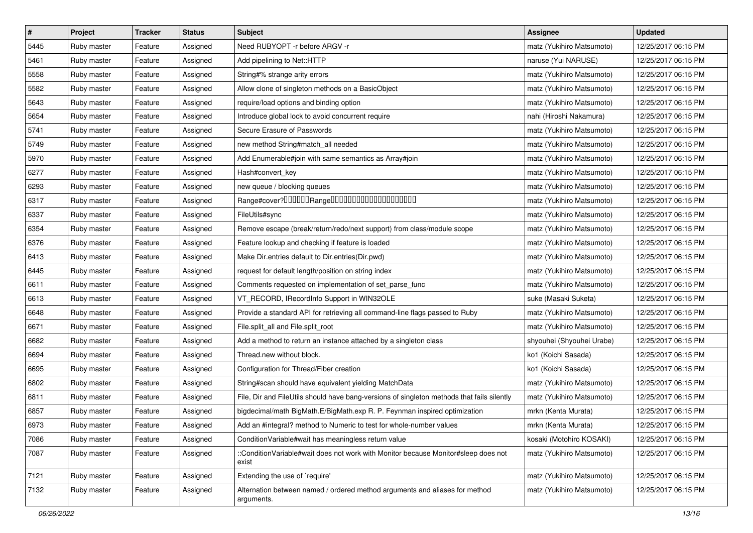| # | Project | Tracker | Status | Subject | Assignee | Updated |
|---|---|---|---|---|---|---|
| 5445 | Ruby master | Feature | Assigned | Need RUBYOPT -r before ARGV -r | matz (Yukihiro Matsumoto) | 12/25/2017 06:15 PM |
| 5461 | Ruby master | Feature | Assigned | Add pipelining to Net::HTTP | naruse (Yui NARUSE) | 12/25/2017 06:15 PM |
| 5558 | Ruby master | Feature | Assigned | String#% strange arity errors | matz (Yukihiro Matsumoto) | 12/25/2017 06:15 PM |
| 5582 | Ruby master | Feature | Assigned | Allow clone of singleton methods on a BasicObject | matz (Yukihiro Matsumoto) | 12/25/2017 06:15 PM |
| 5643 | Ruby master | Feature | Assigned | require/load options and binding option | matz (Yukihiro Matsumoto) | 12/25/2017 06:15 PM |
| 5654 | Ruby master | Feature | Assigned | Introduce global lock to avoid concurrent require | nahi (Hiroshi Nakamura) | 12/25/2017 06:15 PM |
| 5741 | Ruby master | Feature | Assigned | Secure Erasure of Passwords | matz (Yukihiro Matsumoto) | 12/25/2017 06:15 PM |
| 5749 | Ruby master | Feature | Assigned | new method String#match_all needed | matz (Yukihiro Matsumoto) | 12/25/2017 06:15 PM |
| 5970 | Ruby master | Feature | Assigned | Add Enumerable#join with same semantics as Array#join | matz (Yukihiro Matsumoto) | 12/25/2017 06:15 PM |
| 6277 | Ruby master | Feature | Assigned | Hash#convert_key | matz (Yukihiro Matsumoto) | 12/25/2017 06:15 PM |
| 6293 | Ruby master | Feature | Assigned | new queue / blocking queues | matz (Yukihiro Matsumoto) | 12/25/2017 06:15 PM |
| 6317 | Ruby master | Feature | Assigned | Range#cover?�������Range��������������������� | matz (Yukihiro Matsumoto) | 12/25/2017 06:15 PM |
| 6337 | Ruby master | Feature | Assigned | FileUtils#sync | matz (Yukihiro Matsumoto) | 12/25/2017 06:15 PM |
| 6354 | Ruby master | Feature | Assigned | Remove escape (break/return/redo/next support) from class/module scope | matz (Yukihiro Matsumoto) | 12/25/2017 06:15 PM |
| 6376 | Ruby master | Feature | Assigned | Feature lookup and checking if feature is loaded | matz (Yukihiro Matsumoto) | 12/25/2017 06:15 PM |
| 6413 | Ruby master | Feature | Assigned | Make Dir.entries default to Dir.entries(Dir.pwd) | matz (Yukihiro Matsumoto) | 12/25/2017 06:15 PM |
| 6445 | Ruby master | Feature | Assigned | request for default length/position on string index | matz (Yukihiro Matsumoto) | 12/25/2017 06:15 PM |
| 6611 | Ruby master | Feature | Assigned | Comments requested on implementation of set_parse_func | matz (Yukihiro Matsumoto) | 12/25/2017 06:15 PM |
| 6613 | Ruby master | Feature | Assigned | VT_RECORD, IRecordInfo Support in WIN32OLE | suke (Masaki Suketa) | 12/25/2017 06:15 PM |
| 6648 | Ruby master | Feature | Assigned | Provide a standard API for retrieving all command-line flags passed to Ruby | matz (Yukihiro Matsumoto) | 12/25/2017 06:15 PM |
| 6671 | Ruby master | Feature | Assigned | File.split_all and File.split_root | matz (Yukihiro Matsumoto) | 12/25/2017 06:15 PM |
| 6682 | Ruby master | Feature | Assigned | Add a method to return an instance attached by a singleton class | shyouhei (Shyouhei Urabe) | 12/25/2017 06:15 PM |
| 6694 | Ruby master | Feature | Assigned | Thread.new without block. | ko1 (Koichi Sasada) | 12/25/2017 06:15 PM |
| 6695 | Ruby master | Feature | Assigned | Configuration for Thread/Fiber creation | ko1 (Koichi Sasada) | 12/25/2017 06:15 PM |
| 6802 | Ruby master | Feature | Assigned | String#scan should have equivalent yielding MatchData | matz (Yukihiro Matsumoto) | 12/25/2017 06:15 PM |
| 6811 | Ruby master | Feature | Assigned | File, Dir and FileUtils should have bang-versions of singleton methods that fails silently | matz (Yukihiro Matsumoto) | 12/25/2017 06:15 PM |
| 6857 | Ruby master | Feature | Assigned | bigdecimal/math BigMath.E/BigMath.exp R. P. Feynman inspired optimization | mrkn (Kenta Murata) | 12/25/2017 06:15 PM |
| 6973 | Ruby master | Feature | Assigned | Add an #integral? method to Numeric to test for whole-number values | mrkn (Kenta Murata) | 12/25/2017 06:15 PM |
| 7086 | Ruby master | Feature | Assigned | ConditionVariable#wait has meaningless return value | kosaki (Motohiro KOSAKI) | 12/25/2017 06:15 PM |
| 7087 | Ruby master | Feature | Assigned | ::ConditionVariable#wait does not work with Monitor because Monitor#sleep does not exist | matz (Yukihiro Matsumoto) | 12/25/2017 06:15 PM |
| 7121 | Ruby master | Feature | Assigned | Extending the use of `require' | matz (Yukihiro Matsumoto) | 12/25/2017 06:15 PM |
| 7132 | Ruby master | Feature | Assigned | Alternation between named / ordered method arguments and aliases for method arguments. | matz (Yukihiro Matsumoto) | 12/25/2017 06:15 PM |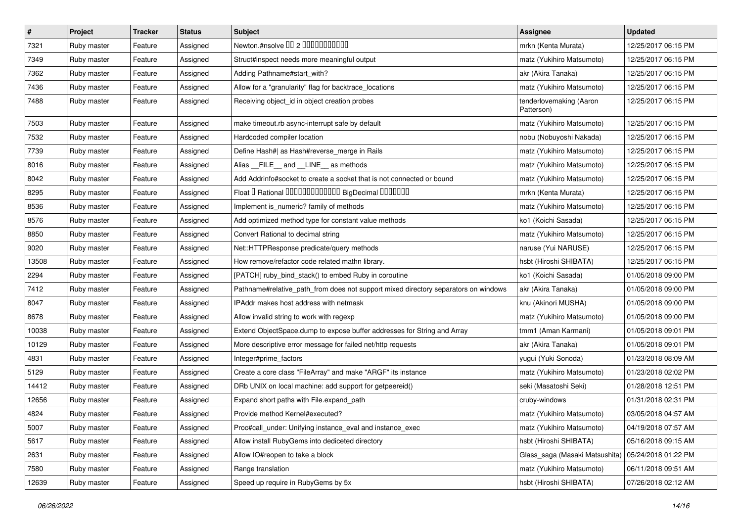| # | Project | Tracker | Status | Subject | Assignee | Updated |
|---|---|---|---|---|---|---|
| 7321 | Ruby master | Feature | Assigned | Newton.#nsolve 00 2 00000000000 | mrkn (Kenta Murata) | 12/25/2017 06:15 PM |
| 7349 | Ruby master | Feature | Assigned | Struct#inspect needs more meaningful output | matz (Yukihiro Matsumoto) | 12/25/2017 06:15 PM |
| 7362 | Ruby master | Feature | Assigned | Adding Pathname#start_with? | akr (Akira Tanaka) | 12/25/2017 06:15 PM |
| 7436 | Ruby master | Feature | Assigned | Allow for a "granularity" flag for backtrace_locations | matz (Yukihiro Matsumoto) | 12/25/2017 06:15 PM |
| 7488 | Ruby master | Feature | Assigned | Receiving object_id in object creation probes | tenderlovemaking (Aaron Patterson) | 12/25/2017 06:15 PM |
| 7503 | Ruby master | Feature | Assigned | make timeout.rb async-interrupt safe by default | matz (Yukihiro Matsumoto) | 12/25/2017 06:15 PM |
| 7532 | Ruby master | Feature | Assigned | Hardcoded compiler location | nobu (Nobuyoshi Nakada) | 12/25/2017 06:15 PM |
| 7739 | Ruby master | Feature | Assigned | Define Hash#\| as Hash#reverse_merge in Rails | matz (Yukihiro Matsumoto) | 12/25/2017 06:15 PM |
| 8016 | Ruby master | Feature | Assigned | Alias __FILE__ and __LINE__ as methods | matz (Yukihiro Matsumoto) | 12/25/2017 06:15 PM |
| 8042 | Ruby master | Feature | Assigned | Add Addrinfo#socket to create a socket that is not connected or bound | matz (Yukihiro Matsumoto) | 12/25/2017 06:15 PM |
| 8295 | Ruby master | Feature | Assigned | Float 0 Rational 0000000000000 BigDecimal 0000000 | mrkn (Kenta Murata) | 12/25/2017 06:15 PM |
| 8536 | Ruby master | Feature | Assigned | Implement is_numeric? family of methods | matz (Yukihiro Matsumoto) | 12/25/2017 06:15 PM |
| 8576 | Ruby master | Feature | Assigned | Add optimized method type for constant value methods | ko1 (Koichi Sasada) | 12/25/2017 06:15 PM |
| 8850 | Ruby master | Feature | Assigned | Convert Rational to decimal string | matz (Yukihiro Matsumoto) | 12/25/2017 06:15 PM |
| 9020 | Ruby master | Feature | Assigned | Net::HTTPResponse predicate/query methods | naruse (Yui NARUSE) | 12/25/2017 06:15 PM |
| 13508 | Ruby master | Feature | Assigned | How remove/refactor code related mathn library. | hsbt (Hiroshi SHIBATA) | 12/25/2017 06:15 PM |
| 2294 | Ruby master | Feature | Assigned | [PATCH] ruby_bind_stack() to embed Ruby in coroutine | ko1 (Koichi Sasada) | 01/05/2018 09:00 PM |
| 7412 | Ruby master | Feature | Assigned | Pathname#relative_path_from does not support mixed directory separators on windows | akr (Akira Tanaka) | 01/05/2018 09:00 PM |
| 8047 | Ruby master | Feature | Assigned | IPAddr makes host address with netmask | knu (Akinori MUSHA) | 01/05/2018 09:00 PM |
| 8678 | Ruby master | Feature | Assigned | Allow invalid string to work with regexp | matz (Yukihiro Matsumoto) | 01/05/2018 09:00 PM |
| 10038 | Ruby master | Feature | Assigned | Extend ObjectSpace.dump to expose buffer addresses for String and Array | tmm1 (Aman Karmani) | 01/05/2018 09:01 PM |
| 10129 | Ruby master | Feature | Assigned | More descriptive error message for failed net/http requests | akr (Akira Tanaka) | 01/05/2018 09:01 PM |
| 4831 | Ruby master | Feature | Assigned | Integer#prime_factors | yugui (Yuki Sonoda) | 01/23/2018 08:09 AM |
| 5129 | Ruby master | Feature | Assigned | Create a core class "FileArray" and make "ARGF" its instance | matz (Yukihiro Matsumoto) | 01/23/2018 02:02 PM |
| 14412 | Ruby master | Feature | Assigned | DRb UNIX on local machine: add support for getpeereid() | seki (Masatoshi Seki) | 01/28/2018 12:51 PM |
| 12656 | Ruby master | Feature | Assigned | Expand short paths with File.expand_path | cruby-windows | 01/31/2018 02:31 PM |
| 4824 | Ruby master | Feature | Assigned | Provide method Kernel#executed? | matz (Yukihiro Matsumoto) | 03/05/2018 04:57 AM |
| 5007 | Ruby master | Feature | Assigned | Proc#call_under: Unifying instance_eval and instance_exec | matz (Yukihiro Matsumoto) | 04/19/2018 07:57 AM |
| 5617 | Ruby master | Feature | Assigned | Allow install RubyGems into dediceted directory | hsbt (Hiroshi SHIBATA) | 05/16/2018 09:15 AM |
| 2631 | Ruby master | Feature | Assigned | Allow IO#reopen to take a block | Glass_saga (Masaki Matsushita) | 05/24/2018 01:22 PM |
| 7580 | Ruby master | Feature | Assigned | Range translation | matz (Yukihiro Matsumoto) | 06/11/2018 09:51 AM |
| 12639 | Ruby master | Feature | Assigned | Speed up require in RubyGems by 5x | hsbt (Hiroshi SHIBATA) | 07/26/2018 02:12 AM |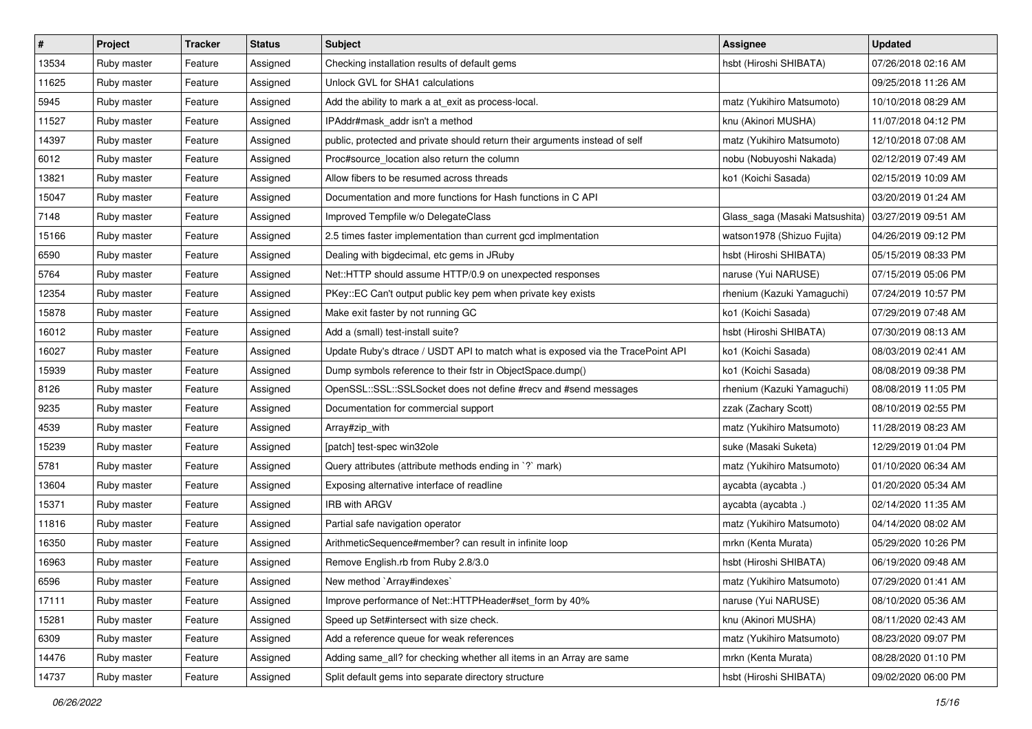| # | Project | Tracker | Status | Subject | Assignee | Updated |
|---|---|---|---|---|---|---|
| 13534 | Ruby master | Feature | Assigned | Checking installation results of default gems | hsbt (Hiroshi SHIBATA) | 07/26/2018 02:16 AM |
| 11625 | Ruby master | Feature | Assigned | Unlock GVL for SHA1 calculations | | 09/25/2018 11:26 AM |
| 5945 | Ruby master | Feature | Assigned | Add the ability to mark a at_exit as process-local. | matz (Yukihiro Matsumoto) | 10/10/2018 08:29 AM |
| 11527 | Ruby master | Feature | Assigned | IPAddr#mask_addr isn't a method | knu (Akinori MUSHA) | 11/07/2018 04:12 PM |
| 14397 | Ruby master | Feature | Assigned | public, protected and private should return their arguments instead of self | matz (Yukihiro Matsumoto) | 12/10/2018 07:08 AM |
| 6012 | Ruby master | Feature | Assigned | Proc#source_location also return the column | nobu (Nobuyoshi Nakada) | 02/12/2019 07:49 AM |
| 13821 | Ruby master | Feature | Assigned | Allow fibers to be resumed across threads | ko1 (Koichi Sasada) | 02/15/2019 10:09 AM |
| 15047 | Ruby master | Feature | Assigned | Documentation and more functions for Hash functions in C API | | 03/20/2019 01:24 AM |
| 7148 | Ruby master | Feature | Assigned | Improved Tempfile w/o DelegateClass | Glass_saga (Masaki Matsushita) | 03/27/2019 09:51 AM |
| 15166 | Ruby master | Feature | Assigned | 2.5 times faster implementation than current gcd implmentation | watson1978 (Shizuo Fujita) | 04/26/2019 09:12 PM |
| 6590 | Ruby master | Feature | Assigned | Dealing with bigdecimal, etc gems in JRuby | hsbt (Hiroshi SHIBATA) | 05/15/2019 08:33 PM |
| 5764 | Ruby master | Feature | Assigned | Net::HTTP should assume HTTP/0.9 on unexpected responses | naruse (Yui NARUSE) | 07/15/2019 05:06 PM |
| 12354 | Ruby master | Feature | Assigned | PKey::EC Can't output public key pem when private key exists | rhenium (Kazuki Yamaguchi) | 07/24/2019 10:57 PM |
| 15878 | Ruby master | Feature | Assigned | Make exit faster by not running GC | ko1 (Koichi Sasada) | 07/29/2019 07:48 AM |
| 16012 | Ruby master | Feature | Assigned | Add a (small) test-install suite? | hsbt (Hiroshi SHIBATA) | 07/30/2019 08:13 AM |
| 16027 | Ruby master | Feature | Assigned | Update Ruby's dtrace / USDT API to match what is exposed via the TracePoint API | ko1 (Koichi Sasada) | 08/03/2019 02:41 AM |
| 15939 | Ruby master | Feature | Assigned | Dump symbols reference to their fstr in ObjectSpace.dump() | ko1 (Koichi Sasada) | 08/08/2019 09:38 PM |
| 8126 | Ruby master | Feature | Assigned | OpenSSL::SSL::SSLSocket does not define #recv and #send messages | rhenium (Kazuki Yamaguchi) | 08/08/2019 11:05 PM |
| 9235 | Ruby master | Feature | Assigned | Documentation for commercial support | zzak (Zachary Scott) | 08/10/2019 02:55 PM |
| 4539 | Ruby master | Feature | Assigned | Array#zip_with | matz (Yukihiro Matsumoto) | 11/28/2019 08:23 AM |
| 15239 | Ruby master | Feature | Assigned | [patch] test-spec win32ole | suke (Masaki Suketa) | 12/29/2019 01:04 PM |
| 5781 | Ruby master | Feature | Assigned | Query attributes (attribute methods ending in `?` mark) | matz (Yukihiro Matsumoto) | 01/10/2020 06:34 AM |
| 13604 | Ruby master | Feature | Assigned | Exposing alternative interface of readline | aycabta (aycabta .) | 01/20/2020 05:34 AM |
| 15371 | Ruby master | Feature | Assigned | IRB with ARGV | aycabta (aycabta .) | 02/14/2020 11:35 AM |
| 11816 | Ruby master | Feature | Assigned | Partial safe navigation operator | matz (Yukihiro Matsumoto) | 04/14/2020 08:02 AM |
| 16350 | Ruby master | Feature | Assigned | ArithmeticSequence#member? can result in infinite loop | mrkn (Kenta Murata) | 05/29/2020 10:26 PM |
| 16963 | Ruby master | Feature | Assigned | Remove English.rb from Ruby 2.8/3.0 | hsbt (Hiroshi SHIBATA) | 06/19/2020 09:48 AM |
| 6596 | Ruby master | Feature | Assigned | New method `Array#indexes` | matz (Yukihiro Matsumoto) | 07/29/2020 01:41 AM |
| 17111 | Ruby master | Feature | Assigned | Improve performance of Net::HTTPHeader#set_form by 40% | naruse (Yui NARUSE) | 08/10/2020 05:36 AM |
| 15281 | Ruby master | Feature | Assigned | Speed up Set#intersect with size check. | knu (Akinori MUSHA) | 08/11/2020 02:43 AM |
| 6309 | Ruby master | Feature | Assigned | Add a reference queue for weak references | matz (Yukihiro Matsumoto) | 08/23/2020 09:07 PM |
| 14476 | Ruby master | Feature | Assigned | Adding same_all? for checking whether all items in an Array are same | mrkn (Kenta Murata) | 08/28/2020 01:10 PM |
| 14737 | Ruby master | Feature | Assigned | Split default gems into separate directory structure | hsbt (Hiroshi SHIBATA) | 09/02/2020 06:00 PM |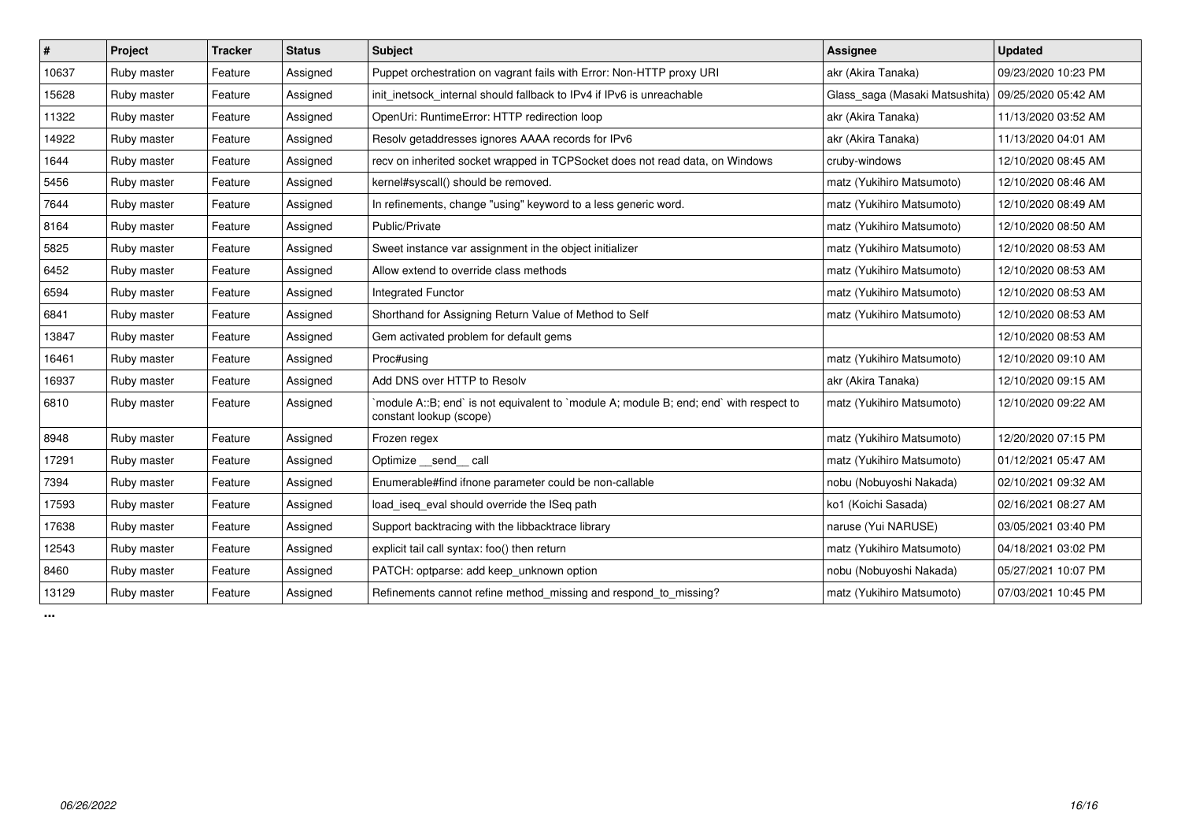| # | Project | Tracker | Status | Subject | Assignee | Updated |
|---|---|---|---|---|---|---|
| 10637 | Ruby master | Feature | Assigned | Puppet orchestration on vagrant fails with Error: Non-HTTP proxy URI | akr (Akira Tanaka) | 09/23/2020 10:23 PM |
| 15628 | Ruby master | Feature | Assigned | init_inetsock_internal should fallback to IPv4 if IPv6 is unreachable | Glass_saga (Masaki Matsushita) | 09/25/2020 05:42 AM |
| 11322 | Ruby master | Feature | Assigned | OpenUri: RuntimeError: HTTP redirection loop | akr (Akira Tanaka) | 11/13/2020 03:52 AM |
| 14922 | Ruby master | Feature | Assigned | Resolv getaddresses ignores AAAA records for IPv6 | akr (Akira Tanaka) | 11/13/2020 04:01 AM |
| 1644 | Ruby master | Feature | Assigned | recv on inherited socket wrapped in TCPSocket does not read data, on Windows | cruby-windows | 12/10/2020 08:45 AM |
| 5456 | Ruby master | Feature | Assigned | kernel#syscall() should be removed. | matz (Yukihiro Matsumoto) | 12/10/2020 08:46 AM |
| 7644 | Ruby master | Feature | Assigned | In refinements, change "using" keyword to a less generic word. | matz (Yukihiro Matsumoto) | 12/10/2020 08:49 AM |
| 8164 | Ruby master | Feature | Assigned | Public/Private | matz (Yukihiro Matsumoto) | 12/10/2020 08:50 AM |
| 5825 | Ruby master | Feature | Assigned | Sweet instance var assignment in the object initializer | matz (Yukihiro Matsumoto) | 12/10/2020 08:53 AM |
| 6452 | Ruby master | Feature | Assigned | Allow extend to override class methods | matz (Yukihiro Matsumoto) | 12/10/2020 08:53 AM |
| 6594 | Ruby master | Feature | Assigned | Integrated Functor | matz (Yukihiro Matsumoto) | 12/10/2020 08:53 AM |
| 6841 | Ruby master | Feature | Assigned | Shorthand for Assigning Return Value of Method to Self | matz (Yukihiro Matsumoto) | 12/10/2020 08:53 AM |
| 13847 | Ruby master | Feature | Assigned | Gem activated problem for default gems | | 12/10/2020 08:53 AM |
| 16461 | Ruby master | Feature | Assigned | Proc#using | matz (Yukihiro Matsumoto) | 12/10/2020 09:10 AM |
| 16937 | Ruby master | Feature | Assigned | Add DNS over HTTP to Resolv | akr (Akira Tanaka) | 12/10/2020 09:15 AM |
| 6810 | Ruby master | Feature | Assigned | `module A::B; end` is not equivalent to `module A; module B; end; end` with respect to constant lookup (scope) | matz (Yukihiro Matsumoto) | 12/10/2020 09:22 AM |
| 8948 | Ruby master | Feature | Assigned | Frozen regex | matz (Yukihiro Matsumoto) | 12/20/2020 07:15 PM |
| 17291 | Ruby master | Feature | Assigned | Optimize __send__ call | matz (Yukihiro Matsumoto) | 01/12/2021 05:47 AM |
| 7394 | Ruby master | Feature | Assigned | Enumerable#find ifnone parameter could be non-callable | nobu (Nobuyoshi Nakada) | 02/10/2021 09:32 AM |
| 17593 | Ruby master | Feature | Assigned | load_iseq_eval should override the ISeq path | ko1 (Koichi Sasada) | 02/16/2021 08:27 AM |
| 17638 | Ruby master | Feature | Assigned | Support backtracing with the libbacktrace library | naruse (Yui NARUSE) | 03/05/2021 03:40 PM |
| 12543 | Ruby master | Feature | Assigned | explicit tail call syntax: foo() then return | matz (Yukihiro Matsumoto) | 04/18/2021 03:02 PM |
| 8460 | Ruby master | Feature | Assigned | PATCH: optparse: add keep_unknown option | nobu (Nobuyoshi Nakada) | 05/27/2021 10:07 PM |
| 13129 | Ruby master | Feature | Assigned | Refinements cannot refine method_missing and respond_to_missing? | matz (Yukihiro Matsumoto) | 07/03/2021 10:45 PM |

...